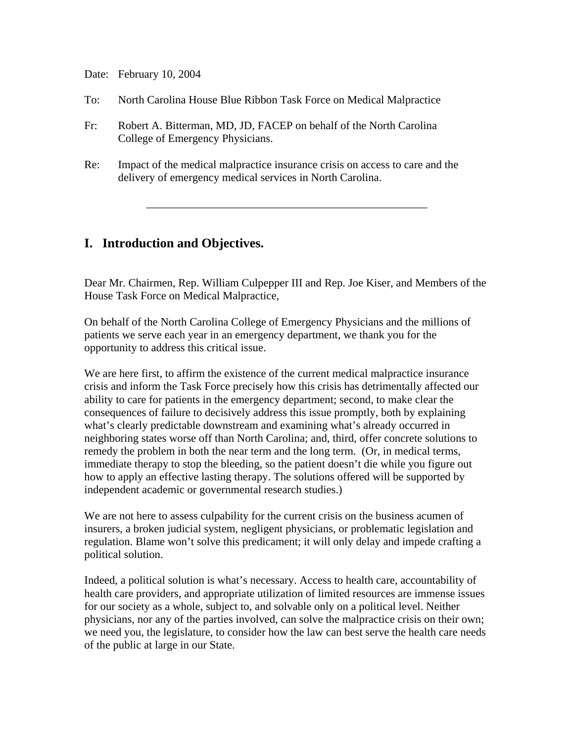Date: February 10, 2004

To: North Carolina House Blue Ribbon Task Force on Medical Malpractice

Fr: Robert A. Bitterman, MD, JD, FACEP on behalf of the North Carolina College of Emergency Physicians.

Re: Impact of the medical malpractice insurance crisis on access to care and the delivery of emergency medical services in North Carolina.

---

## I. Introduction and Objectives.

Dear Mr. Chairmen, Rep. William Culpepper III and Rep. Joe Kiser, and Members of the House Task Force on Medical Malpractice,

On behalf of the North Carolina College of Emergency Physicians and the millions of patients we serve each year in an emergency department, we thank you for the opportunity to address this critical issue.

We are here first, to affirm the existence of the current medical malpractice insurance crisis and inform the Task Force precisely how this crisis has detrimentally affected our ability to care for patients in the emergency department; second, to make clear the consequences of failure to decisively address this issue promptly, both by explaining what's clearly predictable downstream and examining what's already occurred in neighboring states worse off than North Carolina; and, third, offer concrete solutions to remedy the problem in both the near term and the long term. (Or, in medical terms, immediate therapy to stop the bleeding, so the patient doesn't die while you figure out how to apply an effective lasting therapy. The solutions offered will be supported by independent academic or governmental research studies.)

We are not here to assess culpability for the current crisis on the business acumen of insurers, a broken judicial system, negligent physicians, or problematic legislation and regulation. Blame won't solve this predicament; it will only delay and impede crafting a political solution.

Indeed, a political solution is what's necessary. Access to health care, accountability of health care providers, and appropriate utilization of limited resources are immense issues for our society as a whole, subject to, and solvable only on a political level. Neither physicians, nor any of the parties involved, can solve the malpractice crisis on their own; we need you, the legislature, to consider how the law can best serve the health care needs of the public at large in our State.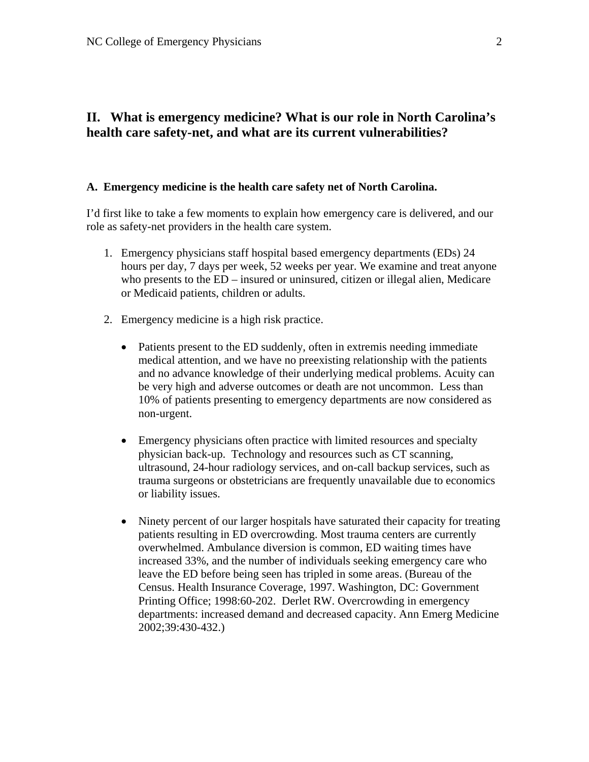## II. What is emergency medicine? What is our role in North Carolina's health care safety-net, and what are its current vulnerabilities?

### A. Emergency medicine is the health care safety net of North Carolina.

I'd first like to take a few moments to explain how emergency care is delivered, and our role as safety-net providers in the health care system.

1. Emergency physicians staff hospital based emergency departments (EDs) 24 hours per day, 7 days per week, 52 weeks per year. We examine and treat anyone who presents to the ED – insured or uninsured, citizen or illegal alien, Medicare or Medicaid patients, children or adults.

2. Emergency medicine is a high risk practice.

   - Patients present to the ED suddenly, often in extremis needing immediate medical attention, and we have no preexisting relationship with the patients and no advance knowledge of their underlying medical problems. Acuity can be very high and adverse outcomes or death are not uncommon. Less than 10% of patients presenting to emergency departments are now considered as non-urgent.

   - Emergency physicians often practice with limited resources and specialty physician back-up. Technology and resources such as CT scanning, ultrasound, 24-hour radiology services, and on-call backup services, such as trauma surgeons or obstetricians are frequently unavailable due to economics or liability issues.

   - Ninety percent of our larger hospitals have saturated their capacity for treating patients resulting in ED overcrowding. Most trauma centers are currently overwhelmed. Ambulance diversion is common, ED waiting times have increased 33%, and the number of individuals seeking emergency care who leave the ED before being seen has tripled in some areas. (Bureau of the Census. Health Insurance Coverage, 1997. Washington, DC: Government Printing Office; 1998:60-202. Derlet RW. Overcrowding in emergency departments: increased demand and decreased capacity. Ann Emerg Medicine 2002;39:430-432.)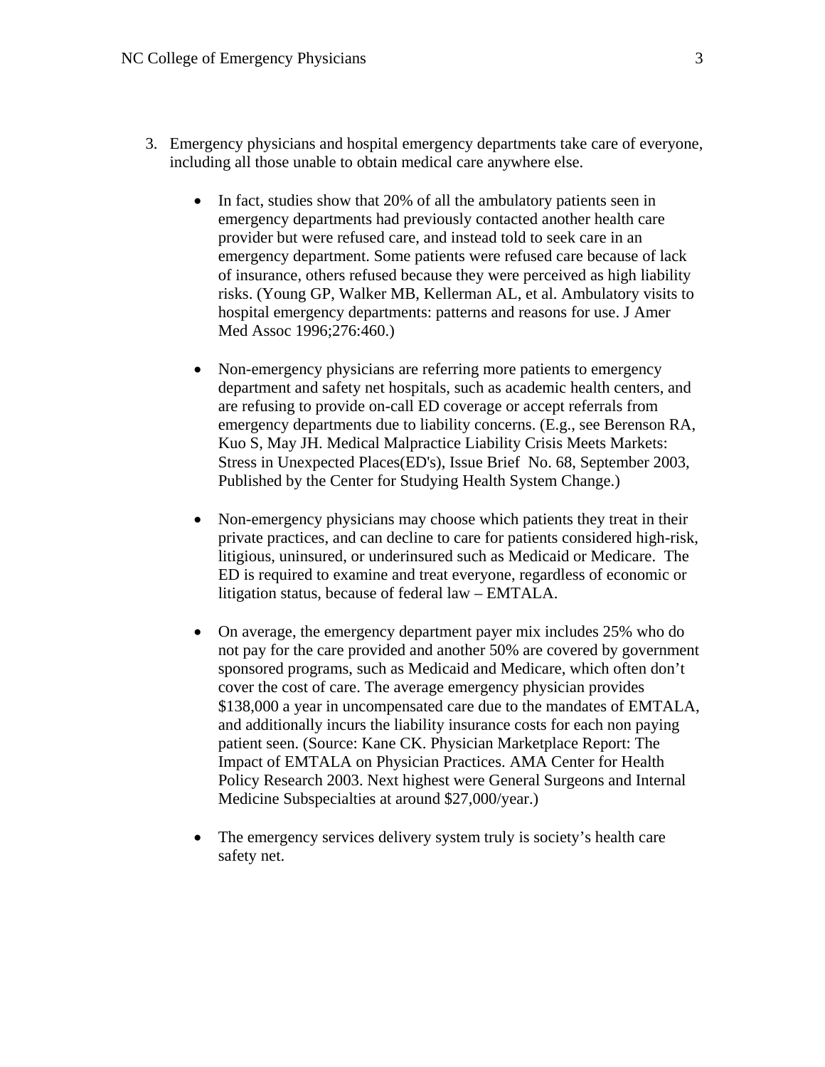3. Emergency physicians and hospital emergency departments take care of everyone, including all those unable to obtain medical care anywhere else.

   - In fact, studies show that 20% of all the ambulatory patients seen in emergency departments had previously contacted another health care provider but were refused care, and instead told to seek care in an emergency department. Some patients were refused care because of lack of insurance, others refused because they were perceived as high liability risks. (Young GP, Walker MB, Kellerman AL, et al. Ambulatory visits to hospital emergency departments: patterns and reasons for use. J Amer Med Assoc 1996;276:460.)

   - Non-emergency physicians are referring more patients to emergency department and safety net hospitals, such as academic health centers, and are refusing to provide on-call ED coverage or accept referrals from emergency departments due to liability concerns. (E.g., see Berenson RA, Kuo S, May JH. Medical Malpractice Liability Crisis Meets Markets: Stress in Unexpected Places(ED's), Issue Brief No. 68, September 2003, Published by the Center for Studying Health System Change.)

   - Non-emergency physicians may choose which patients they treat in their private practices, and can decline to care for patients considered high-risk, litigious, uninsured, or underinsured such as Medicaid or Medicare. The ED is required to examine and treat everyone, regardless of economic or litigation status, because of federal law – EMTALA.

   - On average, the emergency department payer mix includes 25% who do not pay for the care provided and another 50% are covered by government sponsored programs, such as Medicaid and Medicare, which often don't cover the cost of care. The average emergency physician provides $138,000 a year in uncompensated care due to the mandates of EMTALA, and additionally incurs the liability insurance costs for each non paying patient seen. (Source: Kane CK. Physician Marketplace Report: The Impact of EMTALA on Physician Practices. AMA Center for Health Policy Research 2003. Next highest were General Surgeons and Internal Medicine Subspecialties at around $27,000/year.)

   - The emergency services delivery system truly is society's health care safety net.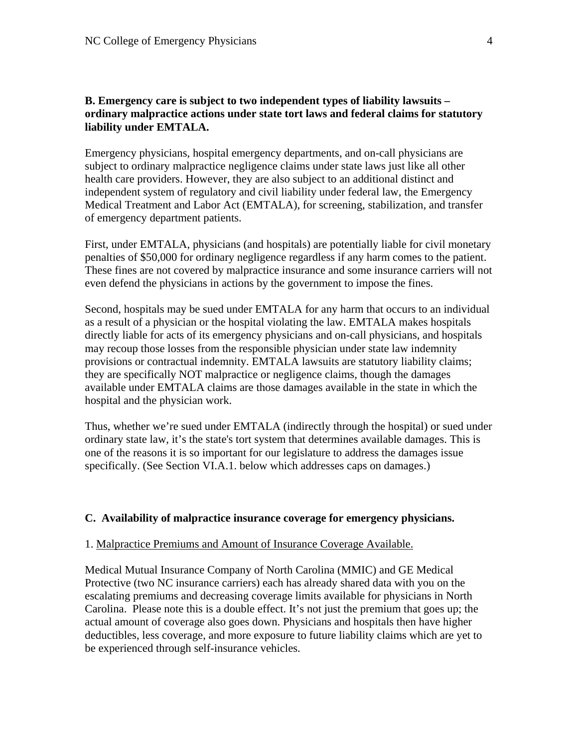**B. Emergency care is subject to two independent types of liability lawsuits – ordinary malpractice actions under state tort laws and federal claims for statutory liability under EMTALA.**

Emergency physicians, hospital emergency departments, and on-call physicians are subject to ordinary malpractice negligence claims under state laws just like all other health care providers. However, they are also subject to an additional distinct and independent system of regulatory and civil liability under federal law, the Emergency Medical Treatment and Labor Act (EMTALA), for screening, stabilization, and transfer of emergency department patients.

First, under EMTALA, physicians (and hospitals) are potentially liable for civil monetary penalties of $50,000 for ordinary negligence regardless if any harm comes to the patient. These fines are not covered by malpractice insurance and some insurance carriers will not even defend the physicians in actions by the government to impose the fines.

Second, hospitals may be sued under EMTALA for any harm that occurs to an individual as a result of a physician or the hospital violating the law. EMTALA makes hospitals directly liable for acts of its emergency physicians and on-call physicians, and hospitals may recoup those losses from the responsible physician under state law indemnity provisions or contractual indemnity. EMTALA lawsuits are statutory liability claims; they are specifically NOT malpractice or negligence claims, though the damages available under EMTALA claims are those damages available in the state in which the hospital and the physician work.

Thus, whether we're sued under EMTALA (indirectly through the hospital) or sued under ordinary state law, it's the state's tort system that determines available damages. This is one of the reasons it is so important for our legislature to address the damages issue specifically. (See Section VI.A.1. below which addresses caps on damages.)

**C. Availability of malpractice insurance coverage for emergency physicians.**

1. Malpractice Premiums and Amount of Insurance Coverage Available.

Medical Mutual Insurance Company of North Carolina (MMIC) and GE Medical Protective (two NC insurance carriers) each has already shared data with you on the escalating premiums and decreasing coverage limits available for physicians in North Carolina. Please note this is a double effect. It's not just the premium that goes up; the actual amount of coverage also goes down. Physicians and hospitals then have higher deductibles, less coverage, and more exposure to future liability claims which are yet to be experienced through self-insurance vehicles.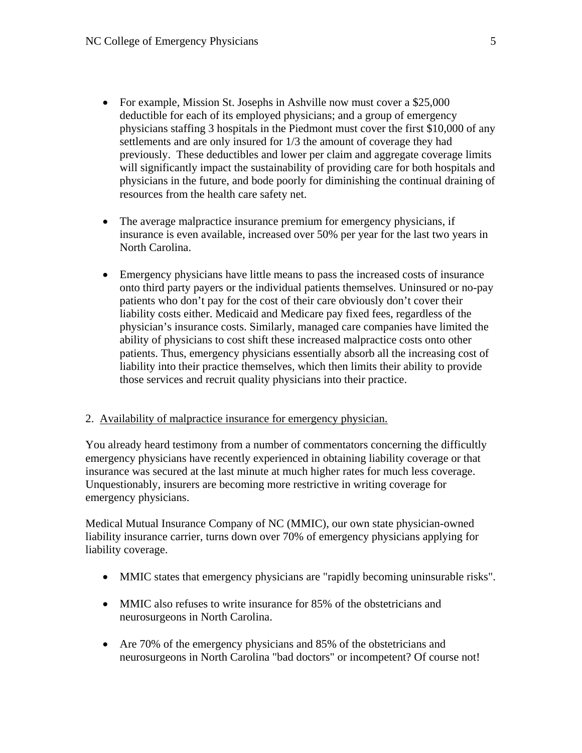- For example, Mission St. Josephs in Ashville now must cover a $25,000 deductible for each of its employed physicians; and a group of emergency physicians staffing 3 hospitals in the Piedmont must cover the first $10,000 of any settlements and are only insured for 1/3 the amount of coverage they had previously. These deductibles and lower per claim and aggregate coverage limits will significantly impact the sustainability of providing care for both hospitals and physicians in the future, and bode poorly for diminishing the continual draining of resources from the health care safety net.

- The average malpractice insurance premium for emergency physicians, if insurance is even available, increased over 50% per year for the last two years in North Carolina.

- Emergency physicians have little means to pass the increased costs of insurance onto third party payers or the individual patients themselves. Uninsured or no-pay patients who don't pay for the cost of their care obviously don't cover their liability costs either. Medicaid and Medicare pay fixed fees, regardless of the physician's insurance costs. Similarly, managed care companies have limited the ability of physicians to cost shift these increased malpractice costs onto other patients. Thus, emergency physicians essentially absorb all the increasing cost of liability into their practice themselves, which then limits their ability to provide those services and recruit quality physicians into their practice.

2. <u>Availability of malpractice insurance for emergency physician.</u>

You already heard testimony from a number of commentators concerning the difficultly emergency physicians have recently experienced in obtaining liability coverage or that insurance was secured at the last minute at much higher rates for much less coverage. Unquestionably, insurers are becoming more restrictive in writing coverage for emergency physicians.

Medical Mutual Insurance Company of NC (MMIC), our own state physician-owned liability insurance carrier, turns down over 70% of emergency physicians applying for liability coverage.

- MMIC states that emergency physicians are "rapidly becoming uninsurable risks".

- MMIC also refuses to write insurance for 85% of the obstetricians and neurosurgeons in North Carolina.

- Are 70% of the emergency physicians and 85% of the obstetricians and neurosurgeons in North Carolina "bad doctors" or incompetent? Of course not!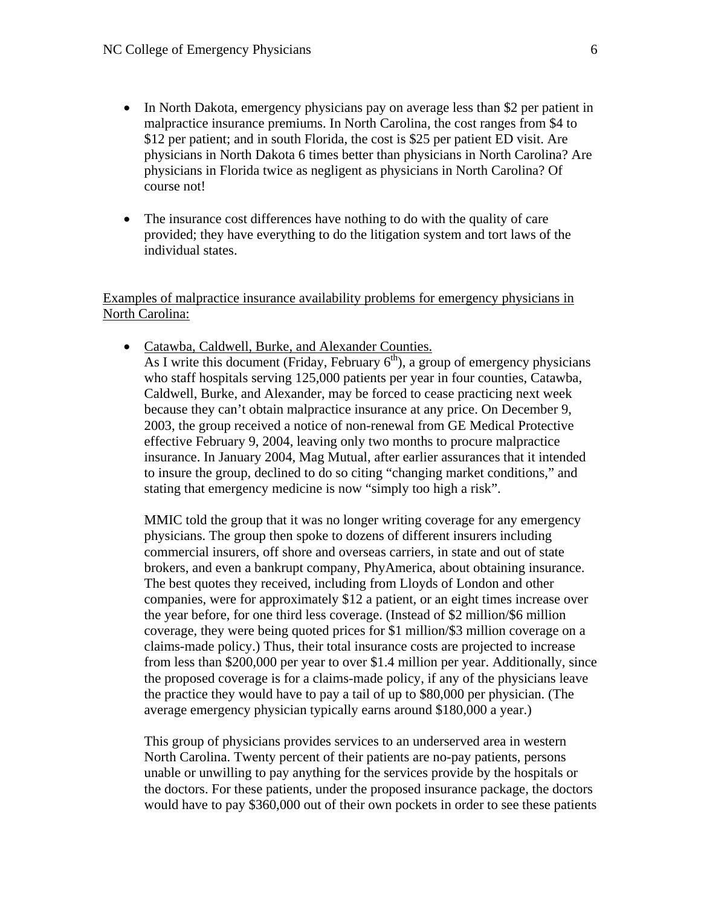- In North Dakota, emergency physicians pay on average less than $2 per patient in malpractice insurance premiums. In North Carolina, the cost ranges from $4 to $12 per patient; and in south Florida, the cost is $25 per patient ED visit. Are physicians in North Dakota 6 times better than physicians in North Carolina? Are physicians in Florida twice as negligent as physicians in North Carolina? Of course not!

- The insurance cost differences have nothing to do with the quality of care provided; they have everything to do the litigation system and tort laws of the individual states.

<u>Examples of malpractice insurance availability problems for emergency physicians in North Carolina:</u>

- <u>Catawba, Caldwell, Burke, and Alexander Counties.</u>
  As I write this document (Friday, February 6th), a group of emergency physicians who staff hospitals serving 125,000 patients per year in four counties, Catawba, Caldwell, Burke, and Alexander, may be forced to cease practicing next week because they can't obtain malpractice insurance at any price. On December 9, 2003, the group received a notice of non-renewal from GE Medical Protective effective February 9, 2004, leaving only two months to procure malpractice insurance. In January 2004, Mag Mutual, after earlier assurances that it intended to insure the group, declined to do so citing "changing market conditions," and stating that emergency medicine is now "simply too high a risk".

  MMIC told the group that it was no longer writing coverage for any emergency physicians. The group then spoke to dozens of different insurers including commercial insurers, off shore and overseas carriers, in state and out of state brokers, and even a bankrupt company, PhyAmerica, about obtaining insurance. The best quotes they received, including from Lloyds of London and other companies, were for approximately $12 a patient, or an eight times increase over the year before, for one third less coverage. (Instead of $2 million/$6 million coverage, they were being quoted prices for $1 million/$3 million coverage on a claims-made policy.) Thus, their total insurance costs are projected to increase from less than $200,000 per year to over $1.4 million per year. Additionally, since the proposed coverage is for a claims-made policy, if any of the physicians leave the practice they would have to pay a tail of up to $80,000 per physician. (The average emergency physician typically earns around $180,000 a year.)

  This group of physicians provides services to an underserved area in western North Carolina. Twenty percent of their patients are no-pay patients, persons unable or unwilling to pay anything for the services provide by the hospitals or the doctors. For these patients, under the proposed insurance package, the doctors would have to pay $360,000 out of their own pockets in order to see these patients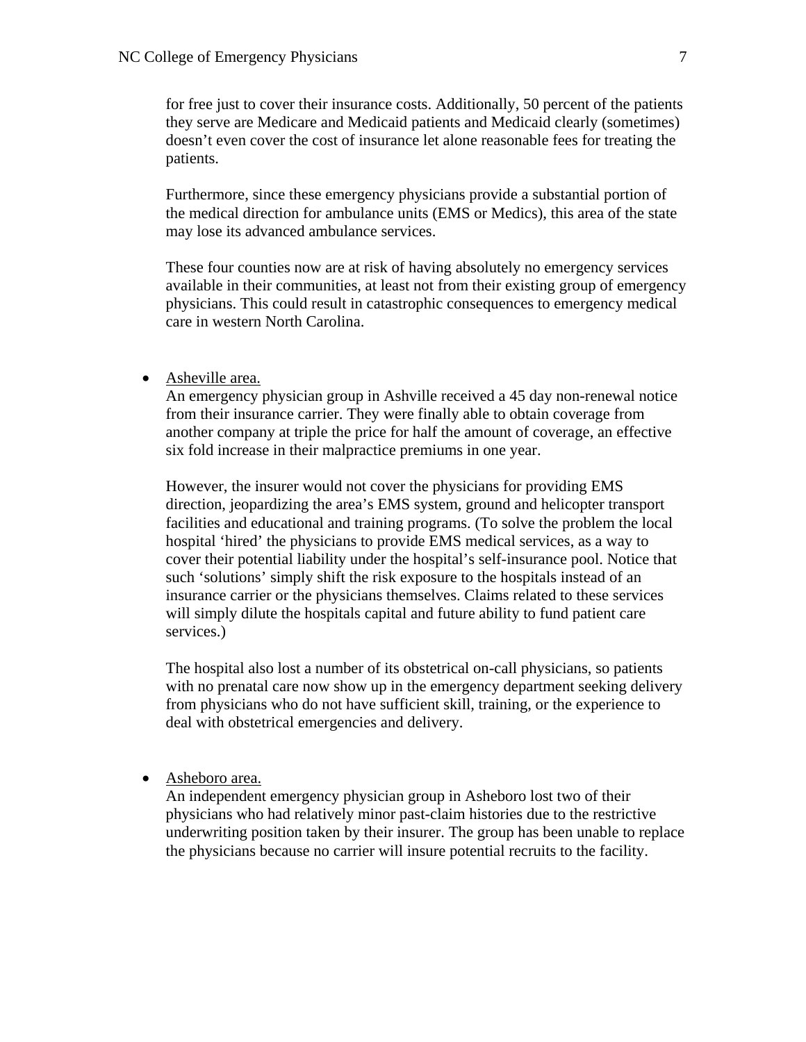for free just to cover their insurance costs. Additionally, 50 percent of the patients they serve are Medicare and Medicaid patients and Medicaid clearly (sometimes) doesn't even cover the cost of insurance let alone reasonable fees for treating the patients.

Furthermore, since these emergency physicians provide a substantial portion of the medical direction for ambulance units (EMS or Medics), this area of the state may lose its advanced ambulance services.

These four counties now are at risk of having absolutely no emergency services available in their communities, at least not from their existing group of emergency physicians. This could result in catastrophic consequences to emergency medical care in western North Carolina.

- <u>Asheville area.</u>
  An emergency physician group in Ashville received a 45 day non-renewal notice from their insurance carrier. They were finally able to obtain coverage from another company at triple the price for half the amount of coverage, an effective six fold increase in their malpractice premiums in one year.

  However, the insurer would not cover the physicians for providing EMS direction, jeopardizing the area's EMS system, ground and helicopter transport facilities and educational and training programs. (To solve the problem the local hospital 'hired' the physicians to provide EMS medical services, as a way to cover their potential liability under the hospital's self-insurance pool. Notice that such 'solutions' simply shift the risk exposure to the hospitals instead of an insurance carrier or the physicians themselves. Claims related to these services will simply dilute the hospitals capital and future ability to fund patient care services.)

  The hospital also lost a number of its obstetrical on-call physicians, so patients with no prenatal care now show up in the emergency department seeking delivery from physicians who do not have sufficient skill, training, or the experience to deal with obstetrical emergencies and delivery.

- <u>Asheboro area.</u>
  An independent emergency physician group in Asheboro lost two of their physicians who had relatively minor past-claim histories due to the restrictive underwriting position taken by their insurer. The group has been unable to replace the physicians because no carrier will insure potential recruits to the facility.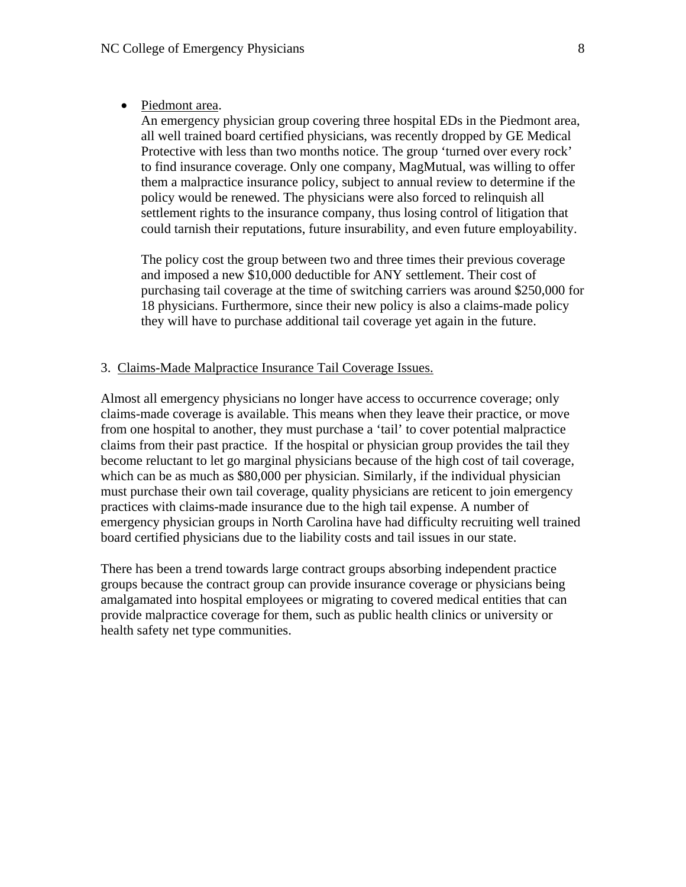- Piedmont area.
  
  An emergency physician group covering three hospital EDs in the Piedmont area, all well trained board certified physicians, was recently dropped by GE Medical Protective with less than two months notice. The group 'turned over every rock' to find insurance coverage. Only one company, MagMutual, was willing to offer them a malpractice insurance policy, subject to annual review to determine if the policy would be renewed. The physicians were also forced to relinquish all settlement rights to the insurance company, thus losing control of litigation that could tarnish their reputations, future insurability, and even future employability.

  The policy cost the group between two and three times their previous coverage and imposed a new $10,000 deductible for ANY settlement. Their cost of purchasing tail coverage at the time of switching carriers was around $250,000 for 18 physicians. Furthermore, since their new policy is also a claims-made policy they will have to purchase additional tail coverage yet again in the future.

3. Claims-Made Malpractice Insurance Tail Coverage Issues.

Almost all emergency physicians no longer have access to occurrence coverage; only claims-made coverage is available. This means when they leave their practice, or move from one hospital to another, they must purchase a 'tail' to cover potential malpractice claims from their past practice. If the hospital or physician group provides the tail they become reluctant to let go marginal physicians because of the high cost of tail coverage, which can be as much as $80,000 per physician. Similarly, if the individual physician must purchase their own tail coverage, quality physicians are reticent to join emergency practices with claims-made insurance due to the high tail expense. A number of emergency physician groups in North Carolina have had difficulty recruiting well trained board certified physicians due to the liability costs and tail issues in our state.

There has been a trend towards large contract groups absorbing independent practice groups because the contract group can provide insurance coverage or physicians being amalgamated into hospital employees or migrating to covered medical entities that can provide malpractice coverage for them, such as public health clinics or university or health safety net type communities.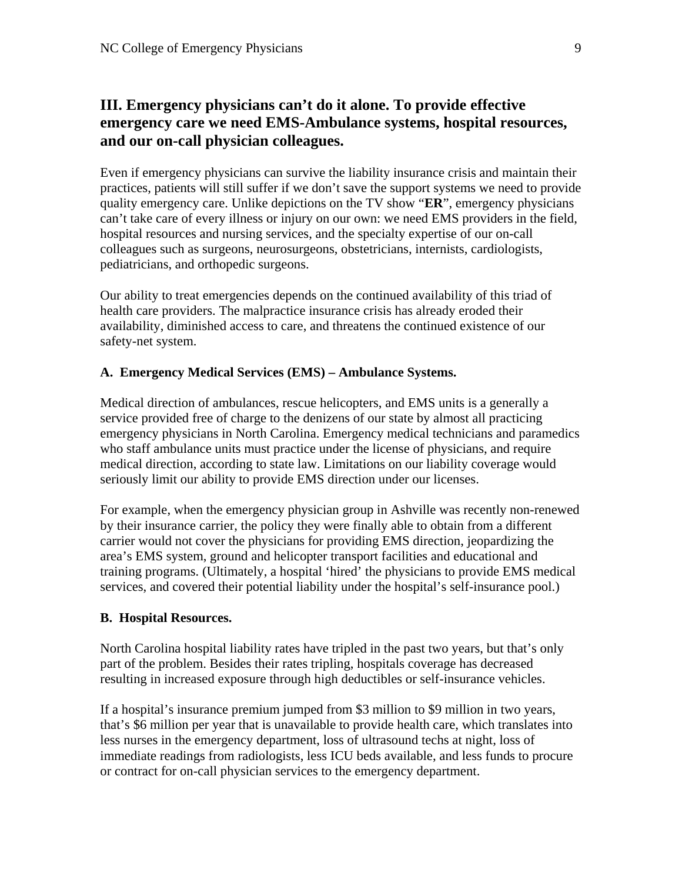## III. Emergency physicians can't do it alone. To provide effective emergency care we need EMS-Ambulance systems, hospital resources, and our on-call physician colleagues.

Even if emergency physicians can survive the liability insurance crisis and maintain their practices, patients will still suffer if we don't save the support systems we need to provide quality emergency care. Unlike depictions on the TV show "**ER**", emergency physicians can't take care of every illness or injury on our own: we need EMS providers in the field, hospital resources and nursing services, and the specialty expertise of our on-call colleagues such as surgeons, neurosurgeons, obstetricians, internists, cardiologists, pediatricians, and orthopedic surgeons.

Our ability to treat emergencies depends on the continued availability of this triad of health care providers. The malpractice insurance crisis has already eroded their availability, diminished access to care, and threatens the continued existence of our safety-net system.

### A. Emergency Medical Services (EMS) – Ambulance Systems.

Medical direction of ambulances, rescue helicopters, and EMS units is a generally a service provided free of charge to the denizens of our state by almost all practicing emergency physicians in North Carolina. Emergency medical technicians and paramedics who staff ambulance units must practice under the license of physicians, and require medical direction, according to state law. Limitations on our liability coverage would seriously limit our ability to provide EMS direction under our licenses.

For example, when the emergency physician group in Ashville was recently non-renewed by their insurance carrier, the policy they were finally able to obtain from a different carrier would not cover the physicians for providing EMS direction, jeopardizing the area's EMS system, ground and helicopter transport facilities and educational and training programs. (Ultimately, a hospital 'hired' the physicians to provide EMS medical services, and covered their potential liability under the hospital's self-insurance pool.)

### B. Hospital Resources.

North Carolina hospital liability rates have tripled in the past two years, but that's only part of the problem. Besides their rates tripling, hospitals coverage has decreased resulting in increased exposure through high deductibles or self-insurance vehicles.

If a hospital's insurance premium jumped from $3 million to $9 million in two years, that's $6 million per year that is unavailable to provide health care, which translates into less nurses in the emergency department, loss of ultrasound techs at night, loss of immediate readings from radiologists, less ICU beds available, and less funds to procure or contract for on-call physician services to the emergency department.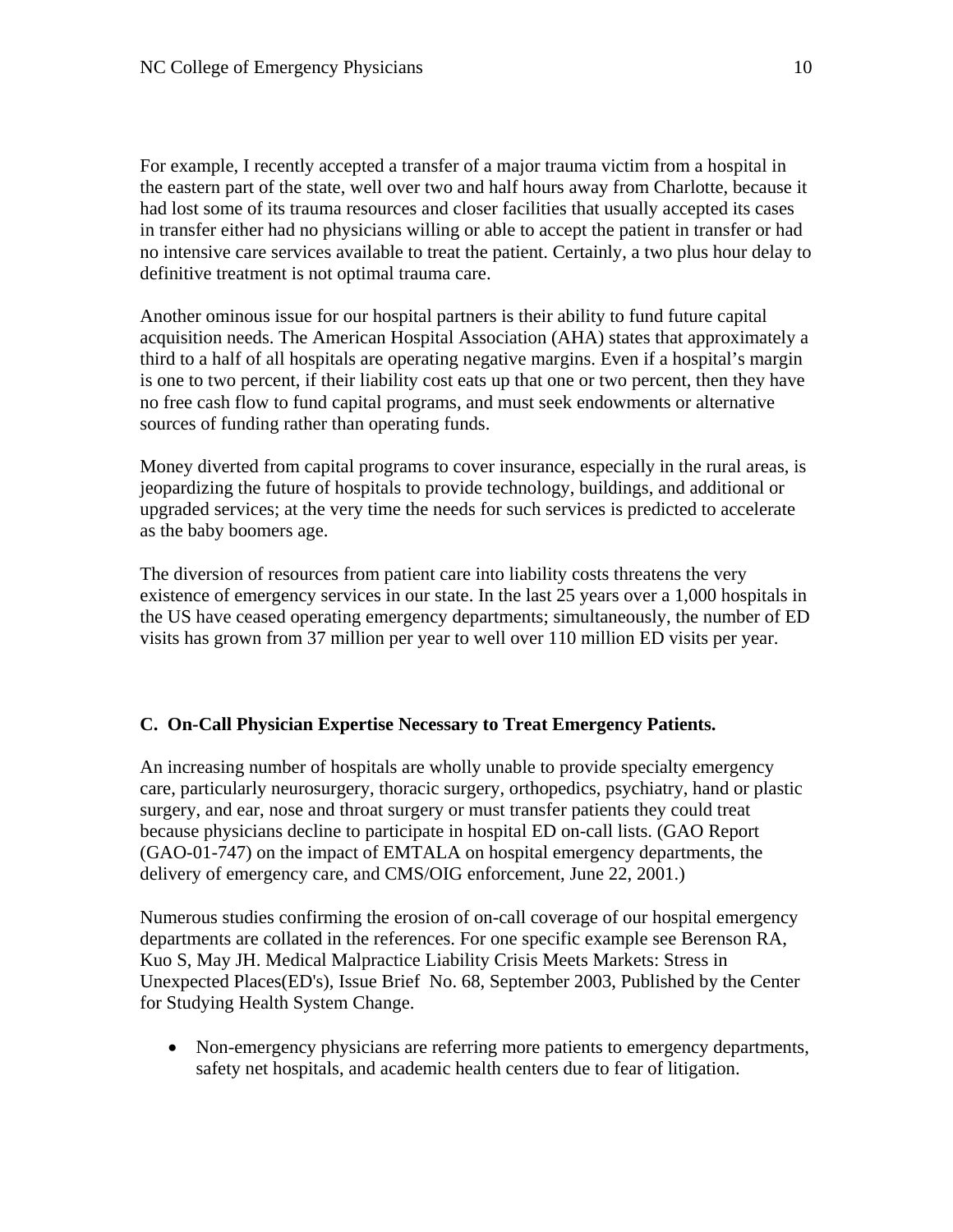For example, I recently accepted a transfer of a major trauma victim from a hospital in the eastern part of the state, well over two and half hours away from Charlotte, because it had lost some of its trauma resources and closer facilities that usually accepted its cases in transfer either had no physicians willing or able to accept the patient in transfer or had no intensive care services available to treat the patient. Certainly, a two plus hour delay to definitive treatment is not optimal trauma care.

Another ominous issue for our hospital partners is their ability to fund future capital acquisition needs. The American Hospital Association (AHA) states that approximately a third to a half of all hospitals are operating negative margins. Even if a hospital's margin is one to two percent, if their liability cost eats up that one or two percent, then they have no free cash flow to fund capital programs, and must seek endowments or alternative sources of funding rather than operating funds.

Money diverted from capital programs to cover insurance, especially in the rural areas, is jeopardizing the future of hospitals to provide technology, buildings, and additional or upgraded services; at the very time the needs for such services is predicted to accelerate as the baby boomers age.

The diversion of resources from patient care into liability costs threatens the very existence of emergency services in our state. In the last 25 years over a 1,000 hospitals in the US have ceased operating emergency departments; simultaneously, the number of ED visits has grown from 37 million per year to well over 110 million ED visits per year.

### C. On-Call Physician Expertise Necessary to Treat Emergency Patients.

An increasing number of hospitals are wholly unable to provide specialty emergency care, particularly neurosurgery, thoracic surgery, orthopedics, psychiatry, hand or plastic surgery, and ear, nose and throat surgery or must transfer patients they could treat because physicians decline to participate in hospital ED on-call lists. (GAO Report (GAO-01-747) on the impact of EMTALA on hospital emergency departments, the delivery of emergency care, and CMS/OIG enforcement, June 22, 2001.)

Numerous studies confirming the erosion of on-call coverage of our hospital emergency departments are collated in the references. For one specific example see Berenson RA, Kuo S, May JH. Medical Malpractice Liability Crisis Meets Markets: Stress in Unexpected Places(ED's), Issue Brief No. 68, September 2003, Published by the Center for Studying Health System Change.

- Non-emergency physicians are referring more patients to emergency departments, safety net hospitals, and academic health centers due to fear of litigation.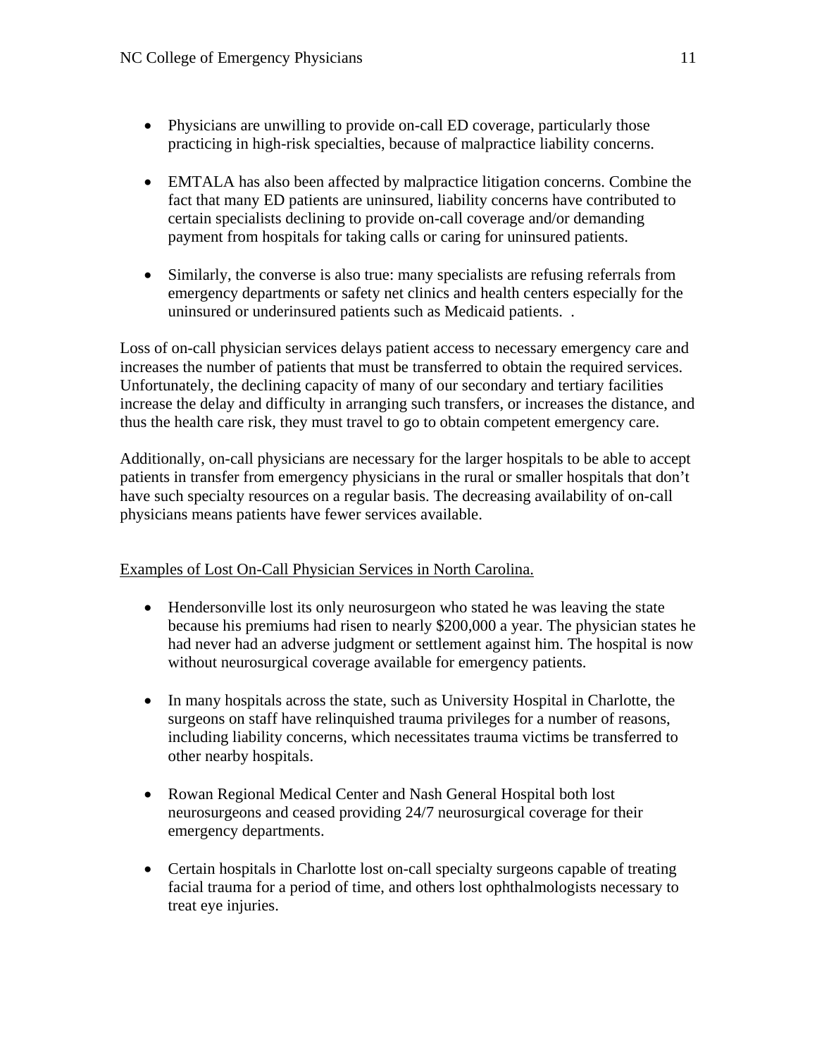- Physicians are unwilling to provide on-call ED coverage, particularly those practicing in high-risk specialties, because of malpractice liability concerns.

- EMTALA has also been affected by malpractice litigation concerns. Combine the fact that many ED patients are uninsured, liability concerns have contributed to certain specialists declining to provide on-call coverage and/or demanding payment from hospitals for taking calls or caring for uninsured patients.

- Similarly, the converse is also true: many specialists are refusing referrals from emergency departments or safety net clinics and health centers especially for the uninsured or underinsured patients such as Medicaid patients.  .

Loss of on-call physician services delays patient access to necessary emergency care and increases the number of patients that must be transferred to obtain the required services. Unfortunately, the declining capacity of many of our secondary and tertiary facilities increase the delay and difficulty in arranging such transfers, or increases the distance, and thus the health care risk, they must travel to go to obtain competent emergency care.

Additionally, on-call physicians are necessary for the larger hospitals to be able to accept patients in transfer from emergency physicians in the rural or smaller hospitals that don't have such specialty resources on a regular basis. The decreasing availability of on-call physicians means patients have fewer services available.

<u>Examples of Lost On-Call Physician Services in North Carolina.</u>

- Hendersonville lost its only neurosurgeon who stated he was leaving the state because his premiums had risen to nearly $200,000 a year. The physician states he had never had an adverse judgment or settlement against him. The hospital is now without neurosurgical coverage available for emergency patients.

- In many hospitals across the state, such as University Hospital in Charlotte, the surgeons on staff have relinquished trauma privileges for a number of reasons, including liability concerns, which necessitates trauma victims be transferred to other nearby hospitals.

- Rowan Regional Medical Center and Nash General Hospital both lost neurosurgeons and ceased providing 24/7 neurosurgical coverage for their emergency departments.

- Certain hospitals in Charlotte lost on-call specialty surgeons capable of treating facial trauma for a period of time, and others lost ophthalmologists necessary to treat eye injuries.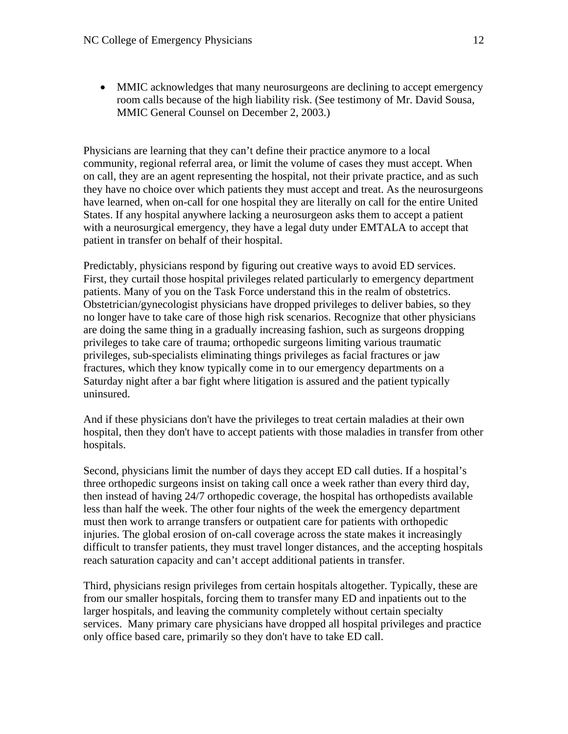- MMIC acknowledges that many neurosurgeons are declining to accept emergency room calls because of the high liability risk. (See testimony of Mr. David Sousa, MMIC General Counsel on December 2, 2003.)

Physicians are learning that they can't define their practice anymore to a local community, regional referral area, or limit the volume of cases they must accept. When on call, they are an agent representing the hospital, not their private practice, and as such they have no choice over which patients they must accept and treat. As the neurosurgeons have learned, when on-call for one hospital they are literally on call for the entire United States. If any hospital anywhere lacking a neurosurgeon asks them to accept a patient with a neurosurgical emergency, they have a legal duty under EMTALA to accept that patient in transfer on behalf of their hospital.

Predictably, physicians respond by figuring out creative ways to avoid ED services. First, they curtail those hospital privileges related particularly to emergency department patients. Many of you on the Task Force understand this in the realm of obstetrics. Obstetrician/gynecologist physicians have dropped privileges to deliver babies, so they no longer have to take care of those high risk scenarios. Recognize that other physicians are doing the same thing in a gradually increasing fashion, such as surgeons dropping privileges to take care of trauma; orthopedic surgeons limiting various traumatic privileges, sub-specialists eliminating things privileges as facial fractures or jaw fractures, which they know typically come in to our emergency departments on a Saturday night after a bar fight where litigation is assured and the patient typically uninsured.

And if these physicians don't have the privileges to treat certain maladies at their own hospital, then they don't have to accept patients with those maladies in transfer from other hospitals.

Second, physicians limit the number of days they accept ED call duties. If a hospital's three orthopedic surgeons insist on taking call once a week rather than every third day, then instead of having 24/7 orthopedic coverage, the hospital has orthopedists available less than half the week. The other four nights of the week the emergency department must then work to arrange transfers or outpatient care for patients with orthopedic injuries. The global erosion of on-call coverage across the state makes it increasingly difficult to transfer patients, they must travel longer distances, and the accepting hospitals reach saturation capacity and can't accept additional patients in transfer.

Third, physicians resign privileges from certain hospitals altogether. Typically, these are from our smaller hospitals, forcing them to transfer many ED and inpatients out to the larger hospitals, and leaving the community completely without certain specialty services. Many primary care physicians have dropped all hospital privileges and practice only office based care, primarily so they don't have to take ED call.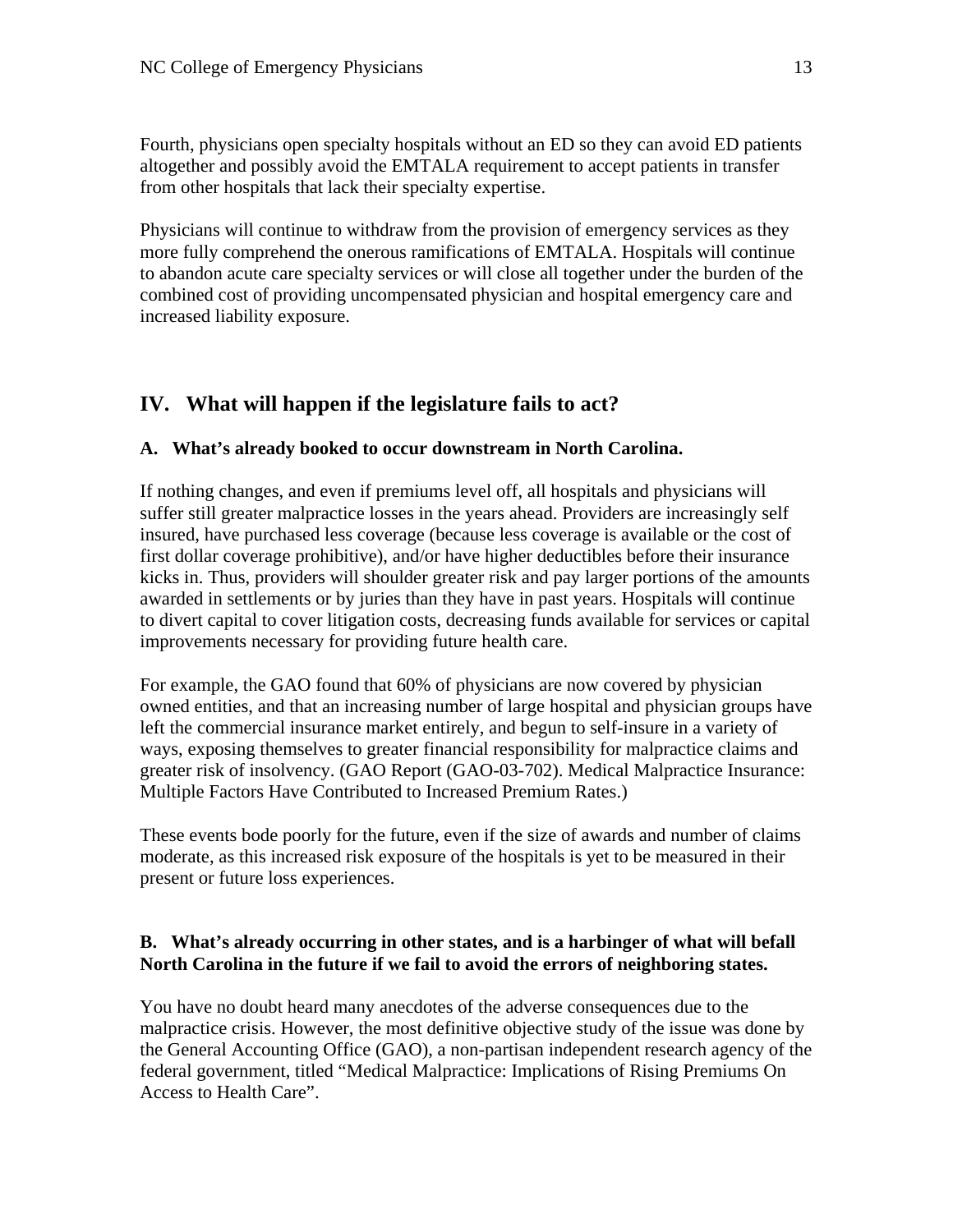Fourth, physicians open specialty hospitals without an ED so they can avoid ED patients altogether and possibly avoid the EMTALA requirement to accept patients in transfer from other hospitals that lack their specialty expertise.

Physicians will continue to withdraw from the provision of emergency services as they more fully comprehend the onerous ramifications of EMTALA. Hospitals will continue to abandon acute care specialty services or will close all together under the burden of the combined cost of providing uncompensated physician and hospital emergency care and increased liability exposure.

## IV. What will happen if the legislature fails to act?

### A. What's already booked to occur downstream in North Carolina.

If nothing changes, and even if premiums level off, all hospitals and physicians will suffer still greater malpractice losses in the years ahead. Providers are increasingly self insured, have purchased less coverage (because less coverage is available or the cost of first dollar coverage prohibitive), and/or have higher deductibles before their insurance kicks in. Thus, providers will shoulder greater risk and pay larger portions of the amounts awarded in settlements or by juries than they have in past years. Hospitals will continue to divert capital to cover litigation costs, decreasing funds available for services or capital improvements necessary for providing future health care.

For example, the GAO found that 60% of physicians are now covered by physician owned entities, and that an increasing number of large hospital and physician groups have left the commercial insurance market entirely, and begun to self-insure in a variety of ways, exposing themselves to greater financial responsibility for malpractice claims and greater risk of insolvency. (GAO Report (GAO-03-702). Medical Malpractice Insurance: Multiple Factors Have Contributed to Increased Premium Rates.)

These events bode poorly for the future, even if the size of awards and number of claims moderate, as this increased risk exposure of the hospitals is yet to be measured in their present or future loss experiences.

### B. What's already occurring in other states, and is a harbinger of what will befall North Carolina in the future if we fail to avoid the errors of neighboring states.

You have no doubt heard many anecdotes of the adverse consequences due to the malpractice crisis. However, the most definitive objective study of the issue was done by the General Accounting Office (GAO), a non-partisan independent research agency of the federal government, titled "Medical Malpractice: Implications of Rising Premiums On Access to Health Care".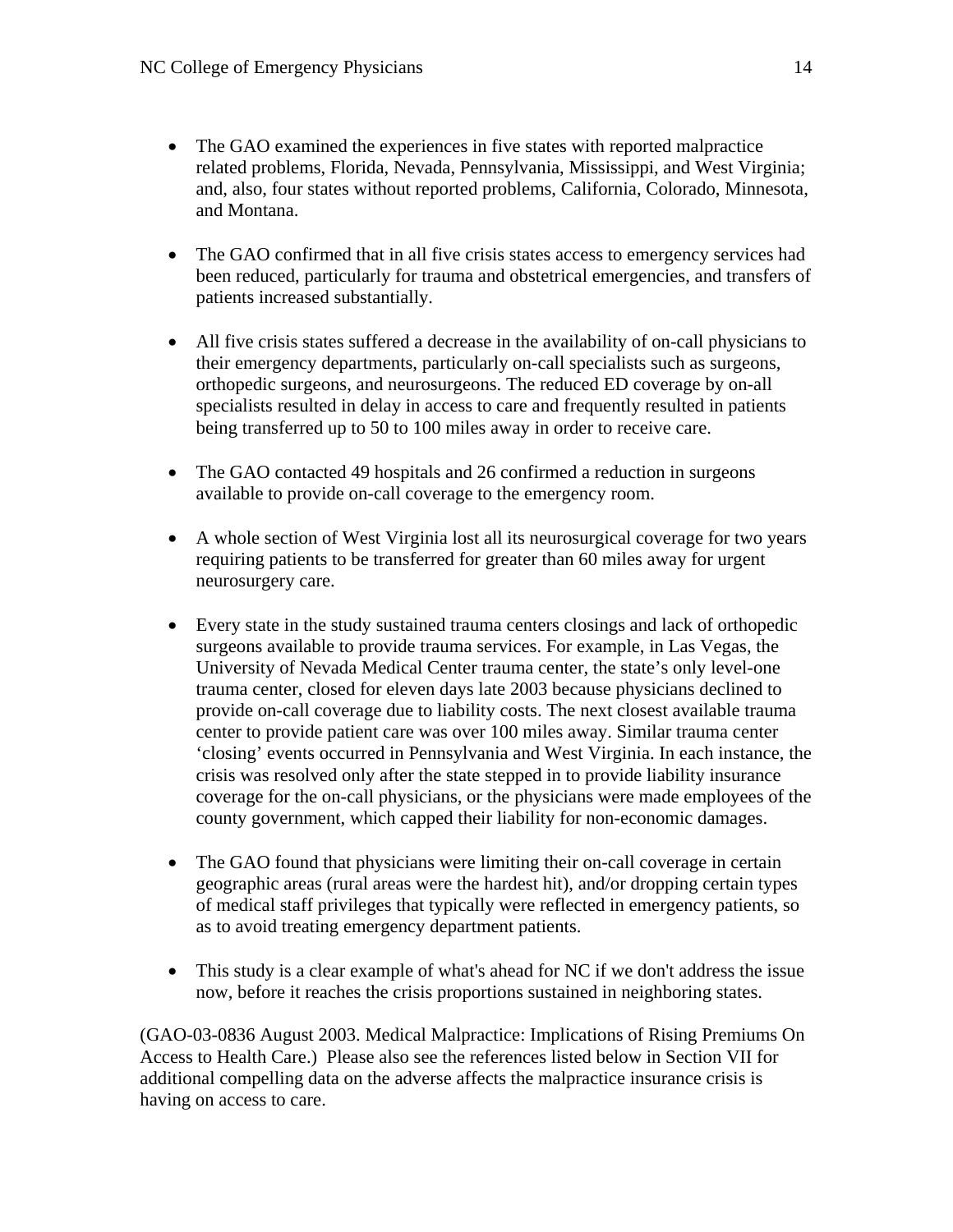- The GAO examined the experiences in five states with reported malpractice related problems, Florida, Nevada, Pennsylvania, Mississippi, and West Virginia; and, also, four states without reported problems, California, Colorado, Minnesota, and Montana.

- The GAO confirmed that in all five crisis states access to emergency services had been reduced, particularly for trauma and obstetrical emergencies, and transfers of patients increased substantially.

- All five crisis states suffered a decrease in the availability of on-call physicians to their emergency departments, particularly on-call specialists such as surgeons, orthopedic surgeons, and neurosurgeons. The reduced ED coverage by on-all specialists resulted in delay in access to care and frequently resulted in patients being transferred up to 50 to 100 miles away in order to receive care.

- The GAO contacted 49 hospitals and 26 confirmed a reduction in surgeons available to provide on-call coverage to the emergency room.

- A whole section of West Virginia lost all its neurosurgical coverage for two years requiring patients to be transferred for greater than 60 miles away for urgent neurosurgery care.

- Every state in the study sustained trauma centers closings and lack of orthopedic surgeons available to provide trauma services. For example, in Las Vegas, the University of Nevada Medical Center trauma center, the state's only level-one trauma center, closed for eleven days late 2003 because physicians declined to provide on-call coverage due to liability costs. The next closest available trauma center to provide patient care was over 100 miles away. Similar trauma center 'closing' events occurred in Pennsylvania and West Virginia. In each instance, the crisis was resolved only after the state stepped in to provide liability insurance coverage for the on-call physicians, or the physicians were made employees of the county government, which capped their liability for non-economic damages.

- The GAO found that physicians were limiting their on-call coverage in certain geographic areas (rural areas were the hardest hit), and/or dropping certain types of medical staff privileges that typically were reflected in emergency patients, so as to avoid treating emergency department patients.

- This study is a clear example of what's ahead for NC if we don't address the issue now, before it reaches the crisis proportions sustained in neighboring states.

(GAO-03-0836 August 2003. Medical Malpractice: Implications of Rising Premiums On Access to Health Care.) Please also see the references listed below in Section VII for additional compelling data on the adverse affects the malpractice insurance crisis is having on access to care.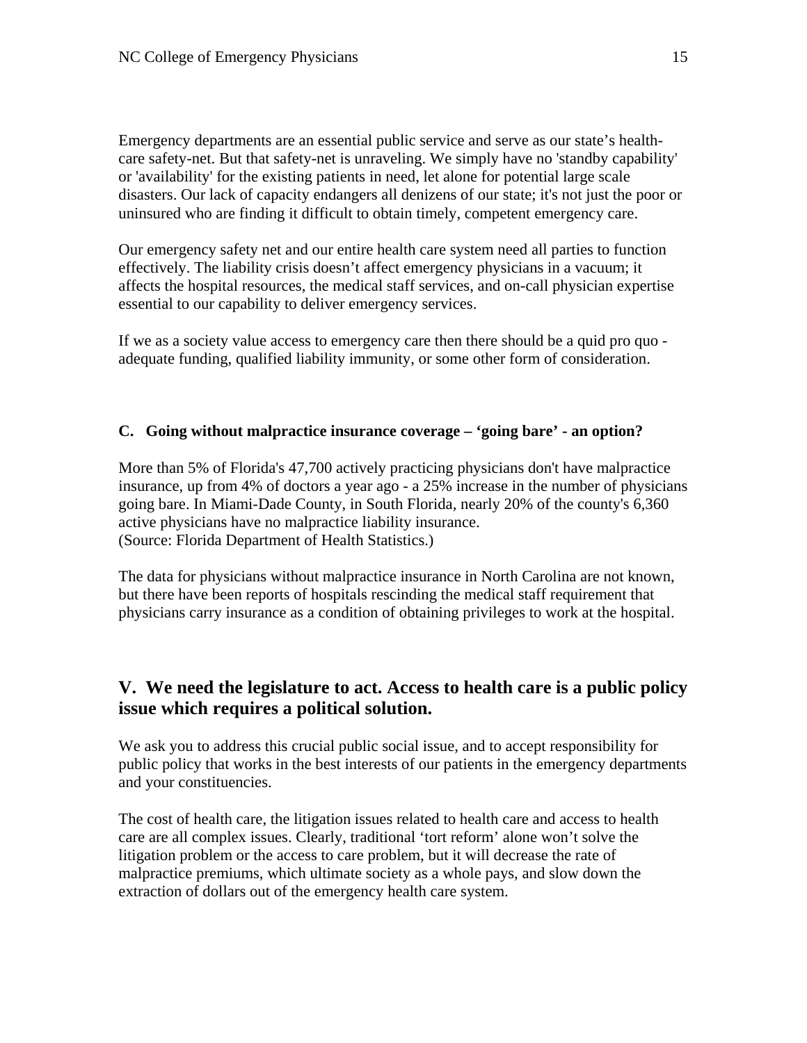Emergency departments are an essential public service and serve as our state's health-care safety-net. But that safety-net is unraveling. We simply have no 'standby capability' or 'availability' for the existing patients in need, let alone for potential large scale disasters. Our lack of capacity endangers all denizens of our state; it's not just the poor or uninsured who are finding it difficult to obtain timely, competent emergency care.

Our emergency safety net and our entire health care system need all parties to function effectively. The liability crisis doesn't affect emergency physicians in a vacuum; it affects the hospital resources, the medical staff services, and on-call physician expertise essential to our capability to deliver emergency services.

If we as a society value access to emergency care then there should be a quid pro quo - adequate funding, qualified liability immunity, or some other form of consideration.

**C. Going without malpractice insurance coverage – 'going bare' - an option?**

More than 5% of Florida's 47,700 actively practicing physicians don't have malpractice insurance, up from 4% of doctors a year ago - a 25% increase in the number of physicians going bare. In Miami-Dade County, in South Florida, nearly 20% of the county's 6,360 active physicians have no malpractice liability insurance.
(Source: Florida Department of Health Statistics.)

The data for physicians without malpractice insurance in North Carolina are not known, but there have been reports of hospitals rescinding the medical staff requirement that physicians carry insurance as a condition of obtaining privileges to work at the hospital.

## V. We need the legislature to act. Access to health care is a public policy issue which requires a political solution.

We ask you to address this crucial public social issue, and to accept responsibility for public policy that works in the best interests of our patients in the emergency departments and your constituencies.

The cost of health care, the litigation issues related to health care and access to health care are all complex issues. Clearly, traditional 'tort reform' alone won't solve the litigation problem or the access to care problem, but it will decrease the rate of malpractice premiums, which ultimate society as a whole pays, and slow down the extraction of dollars out of the emergency health care system.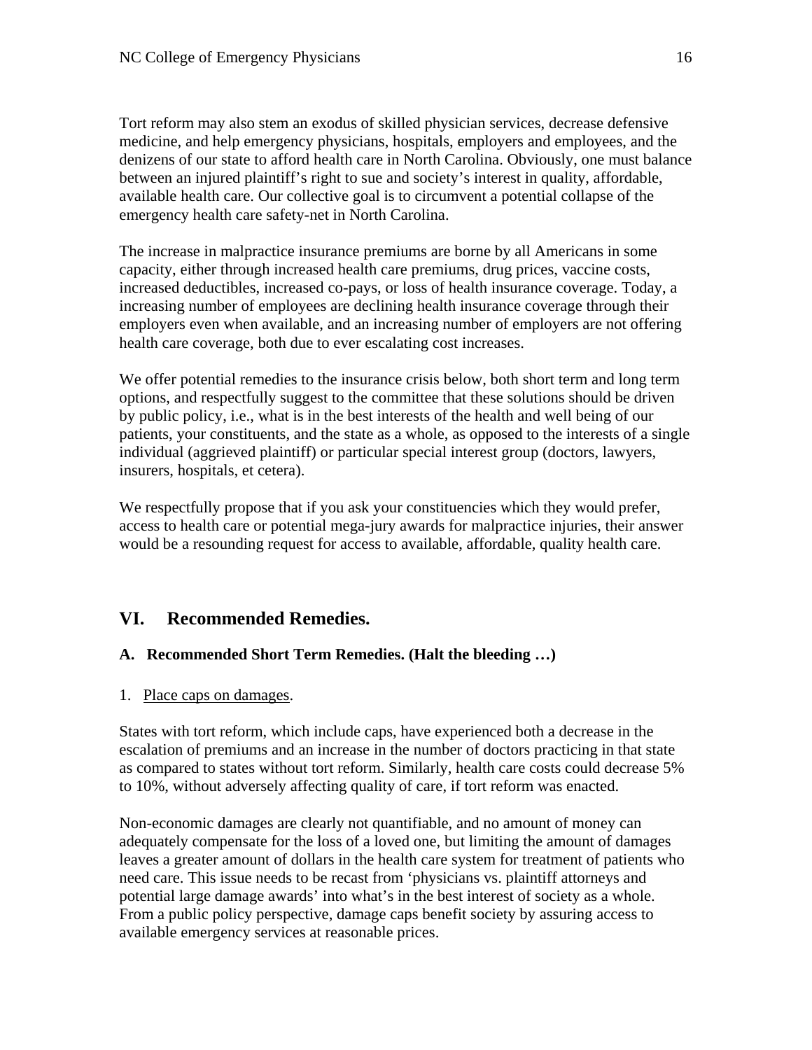Tort reform may also stem an exodus of skilled physician services, decrease defensive medicine, and help emergency physicians, hospitals, employers and employees, and the denizens of our state to afford health care in North Carolina. Obviously, one must balance between an injured plaintiff's right to sue and society's interest in quality, affordable, available health care. Our collective goal is to circumvent a potential collapse of the emergency health care safety-net in North Carolina.

The increase in malpractice insurance premiums are borne by all Americans in some capacity, either through increased health care premiums, drug prices, vaccine costs, increased deductibles, increased co-pays, or loss of health insurance coverage. Today, a increasing number of employees are declining health insurance coverage through their employers even when available, and an increasing number of employers are not offering health care coverage, both due to ever escalating cost increases.

We offer potential remedies to the insurance crisis below, both short term and long term options, and respectfully suggest to the committee that these solutions should be driven by public policy, i.e., what is in the best interests of the health and well being of our patients, your constituents, and the state as a whole, as opposed to the interests of a single individual (aggrieved plaintiff) or particular special interest group (doctors, lawyers, insurers, hospitals, et cetera).

We respectfully propose that if you ask your constituencies which they would prefer, access to health care or potential mega-jury awards for malpractice injuries, their answer would be a resounding request for access to available, affordable, quality health care.

## VI. Recommended Remedies.

### A. Recommended Short Term Remedies. (Halt the bleeding …)

1. Place caps on damages.

States with tort reform, which include caps, have experienced both a decrease in the escalation of premiums and an increase in the number of doctors practicing in that state as compared to states without tort reform. Similarly, health care costs could decrease 5% to 10%, without adversely affecting quality of care, if tort reform was enacted.

Non-economic damages are clearly not quantifiable, and no amount of money can adequately compensate for the loss of a loved one, but limiting the amount of damages leaves a greater amount of dollars in the health care system for treatment of patients who need care. This issue needs to be recast from 'physicians vs. plaintiff attorneys and potential large damage awards' into what's in the best interest of society as a whole. From a public policy perspective, damage caps benefit society by assuring access to available emergency services at reasonable prices.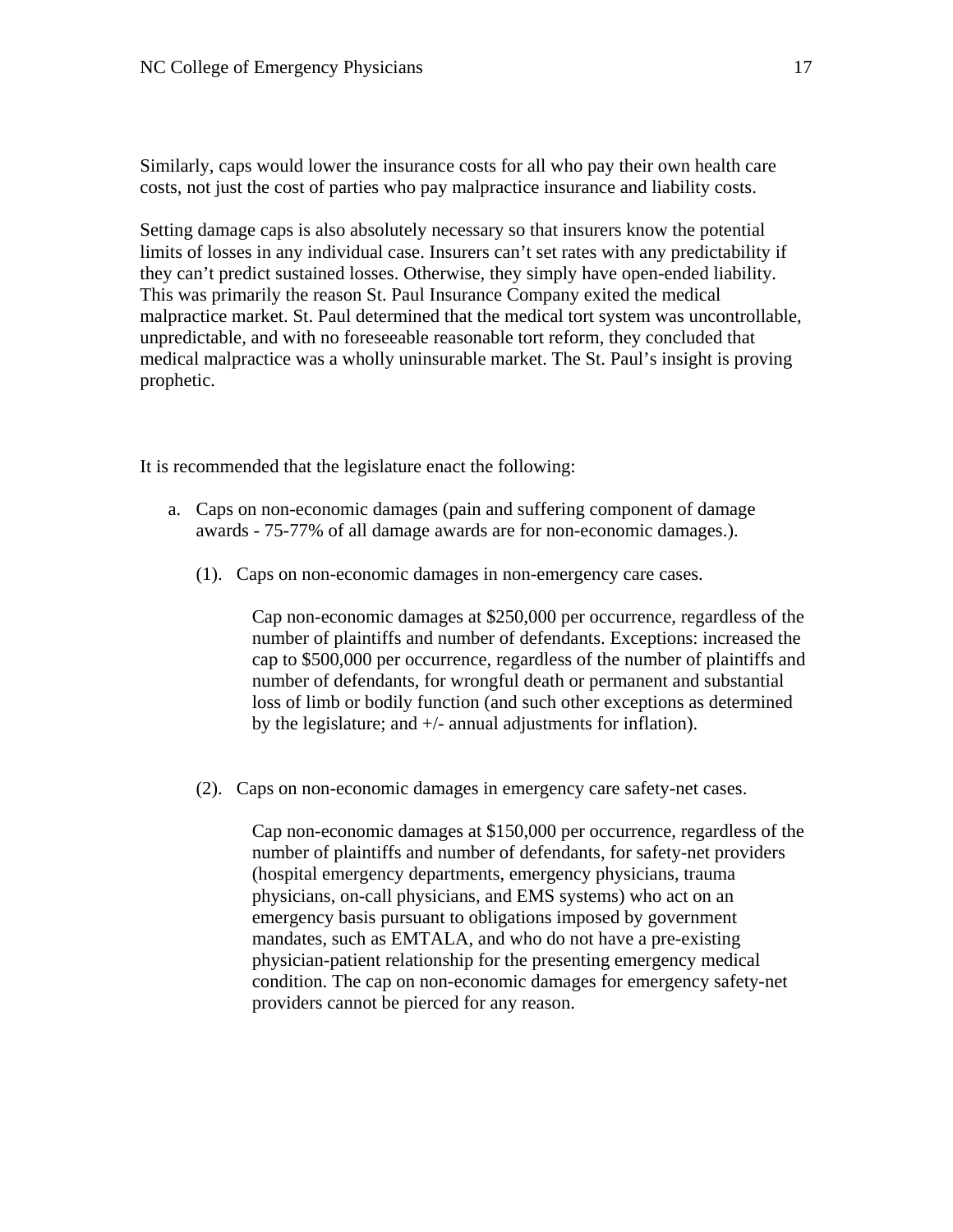Similarly, caps would lower the insurance costs for all who pay their own health care costs, not just the cost of parties who pay malpractice insurance and liability costs.

Setting damage caps is also absolutely necessary so that insurers know the potential limits of losses in any individual case. Insurers can't set rates with any predictability if they can't predict sustained losses. Otherwise, they simply have open-ended liability. This was primarily the reason St. Paul Insurance Company exited the medical malpractice market. St. Paul determined that the medical tort system was uncontrollable, unpredictable, and with no foreseeable reasonable tort reform, they concluded that medical malpractice was a wholly uninsurable market. The St. Paul's insight is proving prophetic.

It is recommended that the legislature enact the following:

a. Caps on non-economic damages (pain and suffering component of damage awards - 75-77% of all damage awards are for non-economic damages.).

   (1). Caps on non-economic damages in non-emergency care cases.

   Cap non-economic damages at $250,000 per occurrence, regardless of the number of plaintiffs and number of defendants. Exceptions: increased the cap to $500,000 per occurrence, regardless of the number of plaintiffs and number of defendants, for wrongful death or permanent and substantial loss of limb or bodily function (and such other exceptions as determined by the legislature; and +/- annual adjustments for inflation).

   (2). Caps on non-economic damages in emergency care safety-net cases.

   Cap non-economic damages at $150,000 per occurrence, regardless of the number of plaintiffs and number of defendants, for safety-net providers (hospital emergency departments, emergency physicians, trauma physicians, on-call physicians, and EMS systems) who act on an emergency basis pursuant to obligations imposed by government mandates, such as EMTALA, and who do not have a pre-existing physician-patient relationship for the presenting emergency medical condition. The cap on non-economic damages for emergency safety-net providers cannot be pierced for any reason.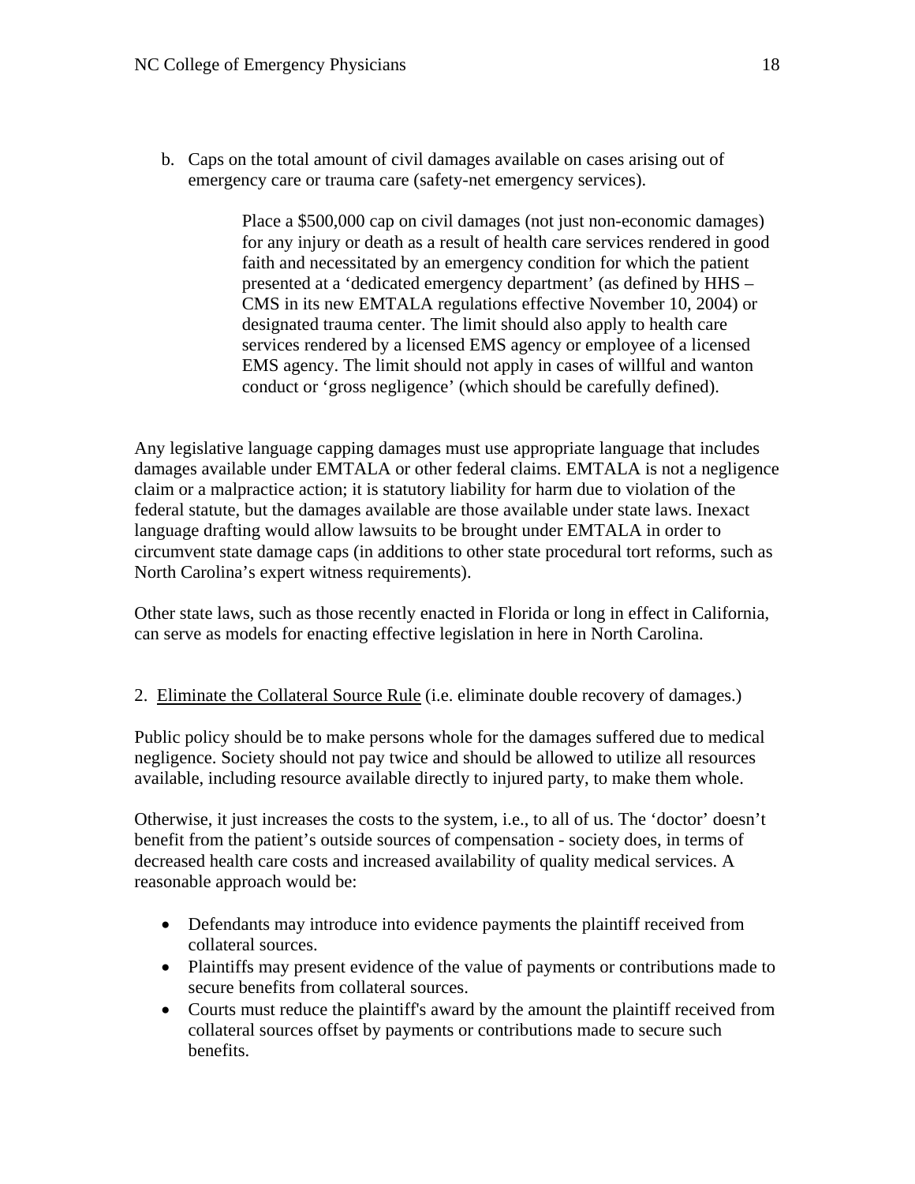b. Caps on the total amount of civil damages available on cases arising out of emergency care or trauma care (safety-net emergency services).

> Place a $500,000 cap on civil damages (not just non-economic damages) for any injury or death as a result of health care services rendered in good faith and necessitated by an emergency condition for which the patient presented at a 'dedicated emergency department' (as defined by HHS – CMS in its new EMTALA regulations effective November 10, 2004) or designated trauma center. The limit should also apply to health care services rendered by a licensed EMS agency or employee of a licensed EMS agency. The limit should not apply in cases of willful and wanton conduct or 'gross negligence' (which should be carefully defined).

Any legislative language capping damages must use appropriate language that includes damages available under EMTALA or other federal claims. EMTALA is not a negligence claim or a malpractice action; it is statutory liability for harm due to violation of the federal statute, but the damages available are those available under state laws. Inexact language drafting would allow lawsuits to be brought under EMTALA in order to circumvent state damage caps (in additions to other state procedural tort reforms, such as North Carolina's expert witness requirements).

Other state laws, such as those recently enacted in Florida or long in effect in California, can serve as models for enacting effective legislation in here in North Carolina.

2. Eliminate the Collateral Source Rule (i.e. eliminate double recovery of damages.)

Public policy should be to make persons whole for the damages suffered due to medical negligence. Society should not pay twice and should be allowed to utilize all resources available, including resource available directly to injured party, to make them whole.

Otherwise, it just increases the costs to the system, i.e., to all of us. The 'doctor' doesn't benefit from the patient's outside sources of compensation - society does, in terms of decreased health care costs and increased availability of quality medical services. A reasonable approach would be:

- Defendants may introduce into evidence payments the plaintiff received from collateral sources.
- Plaintiffs may present evidence of the value of payments or contributions made to secure benefits from collateral sources.
- Courts must reduce the plaintiff's award by the amount the plaintiff received from collateral sources offset by payments or contributions made to secure such benefits.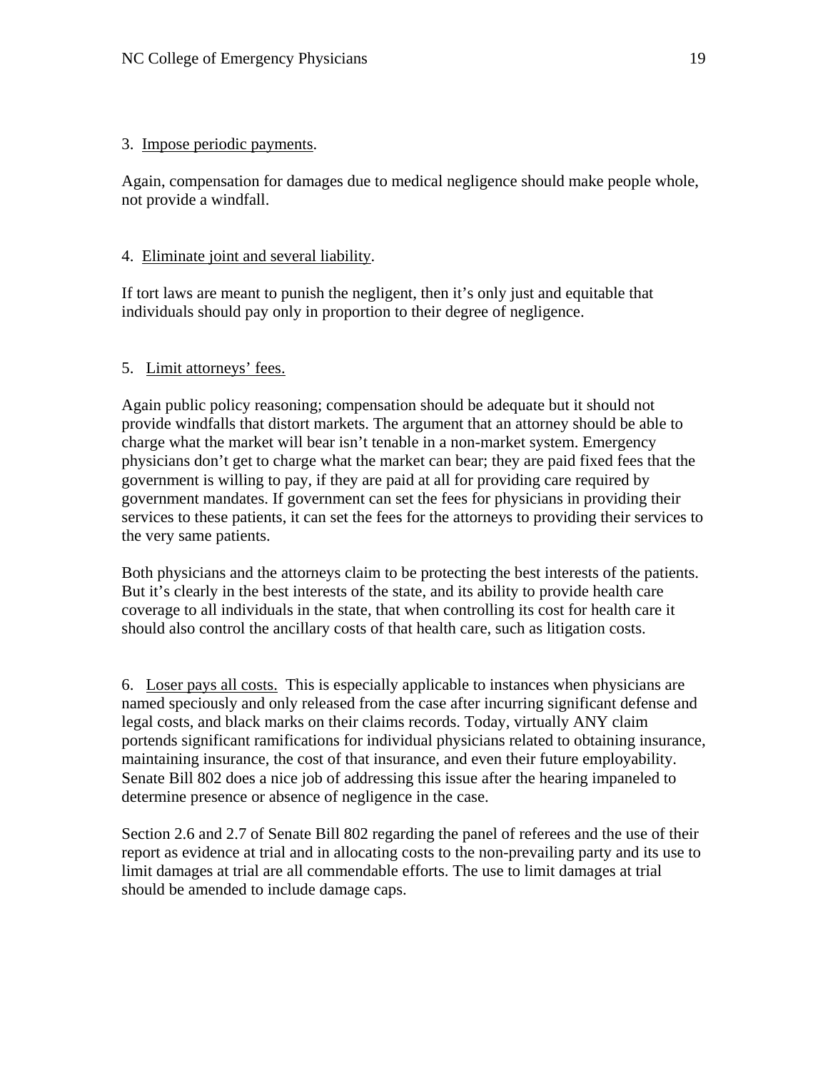3. <u>Impose periodic payments</u>.

Again, compensation for damages due to medical negligence should make people whole, not provide a windfall.

4. <u>Eliminate joint and several liability</u>.

If tort laws are meant to punish the negligent, then it's only just and equitable that individuals should pay only in proportion to their degree of negligence.

5. <u>Limit attorneys' fees.</u>

Again public policy reasoning; compensation should be adequate but it should not provide windfalls that distort markets. The argument that an attorney should be able to charge what the market will bear isn't tenable in a non-market system. Emergency physicians don't get to charge what the market can bear; they are paid fixed fees that the government is willing to pay, if they are paid at all for providing care required by government mandates. If government can set the fees for physicians in providing their services to these patients, it can set the fees for the attorneys to providing their services to the very same patients.

Both physicians and the attorneys claim to be protecting the best interests of the patients. But it's clearly in the best interests of the state, and its ability to provide health care coverage to all individuals in the state, that when controlling its cost for health care it should also control the ancillary costs of that health care, such as litigation costs.

6. <u>Loser pays all costs.</u> This is especially applicable to instances when physicians are named speciously and only released from the case after incurring significant defense and legal costs, and black marks on their claims records. Today, virtually ANY claim portends significant ramifications for individual physicians related to obtaining insurance, maintaining insurance, the cost of that insurance, and even their future employability. Senate Bill 802 does a nice job of addressing this issue after the hearing impaneled to determine presence or absence of negligence in the case.

Section 2.6 and 2.7 of Senate Bill 802 regarding the panel of referees and the use of their report as evidence at trial and in allocating costs to the non-prevailing party and its use to limit damages at trial are all commendable efforts. The use to limit damages at trial should be amended to include damage caps.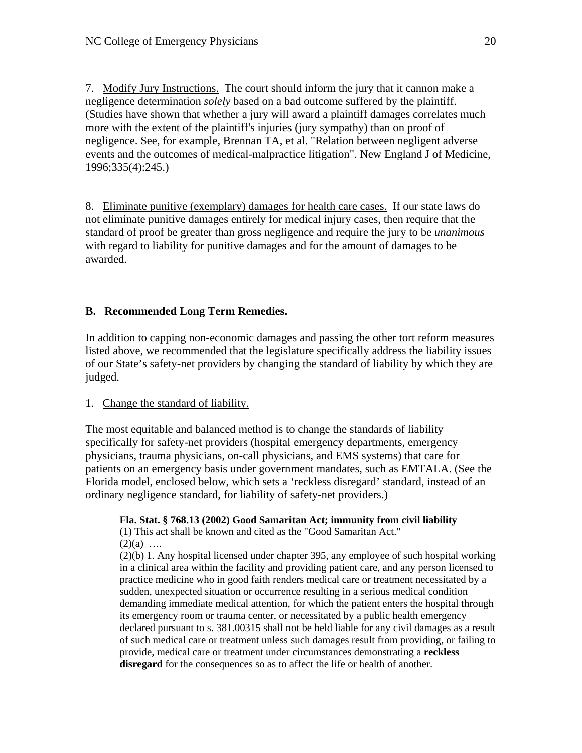7. Modify Jury Instructions. The court should inform the jury that it cannon make a negligence determination *solely* based on a bad outcome suffered by the plaintiff. (Studies have shown that whether a jury will award a plaintiff damages correlates much more with the extent of the plaintiff's injuries (jury sympathy) than on proof of negligence. See, for example, Brennan TA, et al. "Relation between negligent adverse events and the outcomes of medical-malpractice litigation". New England J of Medicine, 1996;335(4):245.)

8. Eliminate punitive (exemplary) damages for health care cases. If our state laws do not eliminate punitive damages entirely for medical injury cases, then require that the standard of proof be greater than gross negligence and require the jury to be *unanimous* with regard to liability for punitive damages and for the amount of damages to be awarded.

## B. Recommended Long Term Remedies.

In addition to capping non-economic damages and passing the other tort reform measures listed above, we recommended that the legislature specifically address the liability issues of our State's safety-net providers by changing the standard of liability by which they are judged.

1. Change the standard of liability.

The most equitable and balanced method is to change the standards of liability specifically for safety-net providers (hospital emergency departments, emergency physicians, trauma physicians, on-call physicians, and EMS systems) that care for patients on an emergency basis under government mandates, such as EMTALA. (See the Florida model, enclosed below, which sets a 'reckless disregard' standard, instead of an ordinary negligence standard, for liability of safety-net providers.)

> **Fla. Stat. § 768.13 (2002) Good Samaritan Act; immunity from civil liability**
> (1) This act shall be known and cited as the "Good Samaritan Act."
> (2)(a) ….
> (2)(b) 1. Any hospital licensed under chapter 395, any employee of such hospital working in a clinical area within the facility and providing patient care, and any person licensed to practice medicine who in good faith renders medical care or treatment necessitated by a sudden, unexpected situation or occurrence resulting in a serious medical condition demanding immediate medical attention, for which the patient enters the hospital through its emergency room or trauma center, or necessitated by a public health emergency declared pursuant to s. 381.00315 shall not be held liable for any civil damages as a result of such medical care or treatment unless such damages result from providing, or failing to provide, medical care or treatment under circumstances demonstrating a **reckless disregard** for the consequences so as to affect the life or health of another.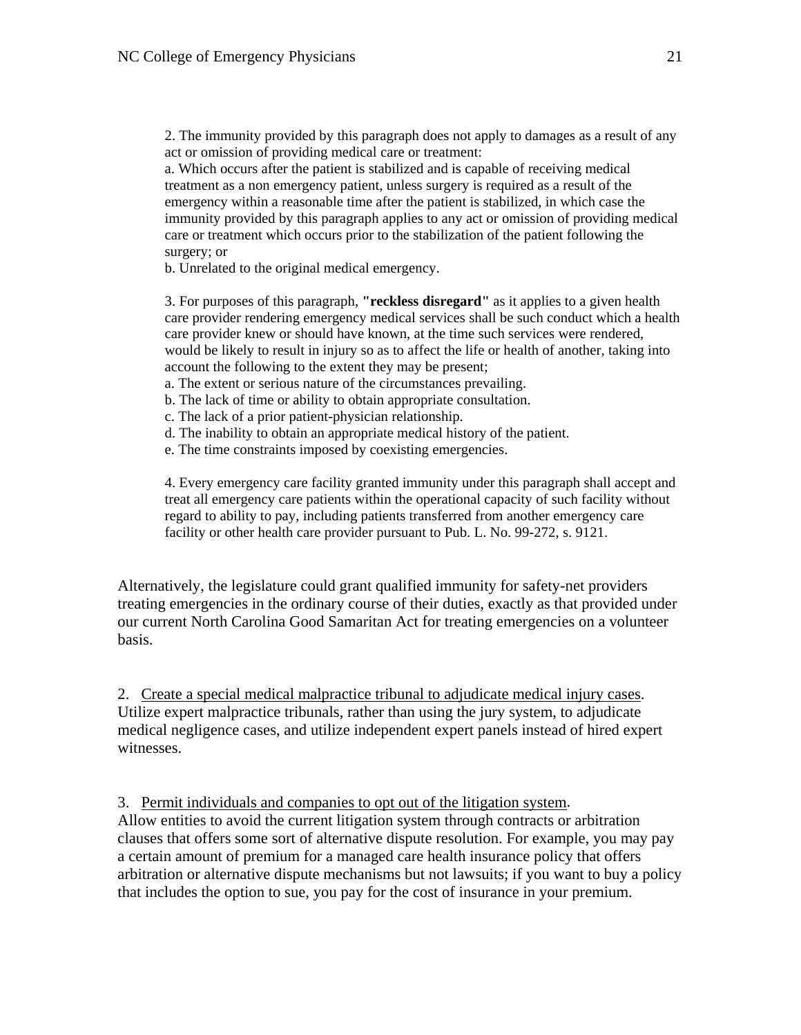2. The immunity provided by this paragraph does not apply to damages as a result of any act or omission of providing medical care or treatment:
a. Which occurs after the patient is stabilized and is capable of receiving medical treatment as a non emergency patient, unless surgery is required as a result of the emergency within a reasonable time after the patient is stabilized, in which case the immunity provided by this paragraph applies to any act or omission of providing medical care or treatment which occurs prior to the stabilization of the patient following the surgery; or
b. Unrelated to the original medical emergency.

3. For purposes of this paragraph, **"reckless disregard"** as it applies to a given health care provider rendering emergency medical services shall be such conduct which a health care provider knew or should have known, at the time such services were rendered, would be likely to result in injury so as to affect the life or health of another, taking into account the following to the extent they may be present;
a. The extent or serious nature of the circumstances prevailing.
b. The lack of time or ability to obtain appropriate consultation.
c. The lack of a prior patient-physician relationship.
d. The inability to obtain an appropriate medical history of the patient.
e. The time constraints imposed by coexisting emergencies.

4. Every emergency care facility granted immunity under this paragraph shall accept and treat all emergency care patients within the operational capacity of such facility without regard to ability to pay, including patients transferred from another emergency care facility or other health care provider pursuant to Pub. L. No. 99-272, s. 9121.

Alternatively, the legislature could grant qualified immunity for safety-net providers treating emergencies in the ordinary course of their duties, exactly as that provided under our current North Carolina Good Samaritan Act for treating emergencies on a volunteer basis.

2. Create a special medical malpractice tribunal to adjudicate medical injury cases.
Utilize expert malpractice tribunals, rather than using the jury system, to adjudicate medical negligence cases, and utilize independent expert panels instead of hired expert witnesses.

3. Permit individuals and companies to opt out of the litigation system.
Allow entities to avoid the current litigation system through contracts or arbitration clauses that offers some sort of alternative dispute resolution. For example, you may pay a certain amount of premium for a managed care health insurance policy that offers arbitration or alternative dispute mechanisms but not lawsuits; if you want to buy a policy that includes the option to sue, you pay for the cost of insurance in your premium.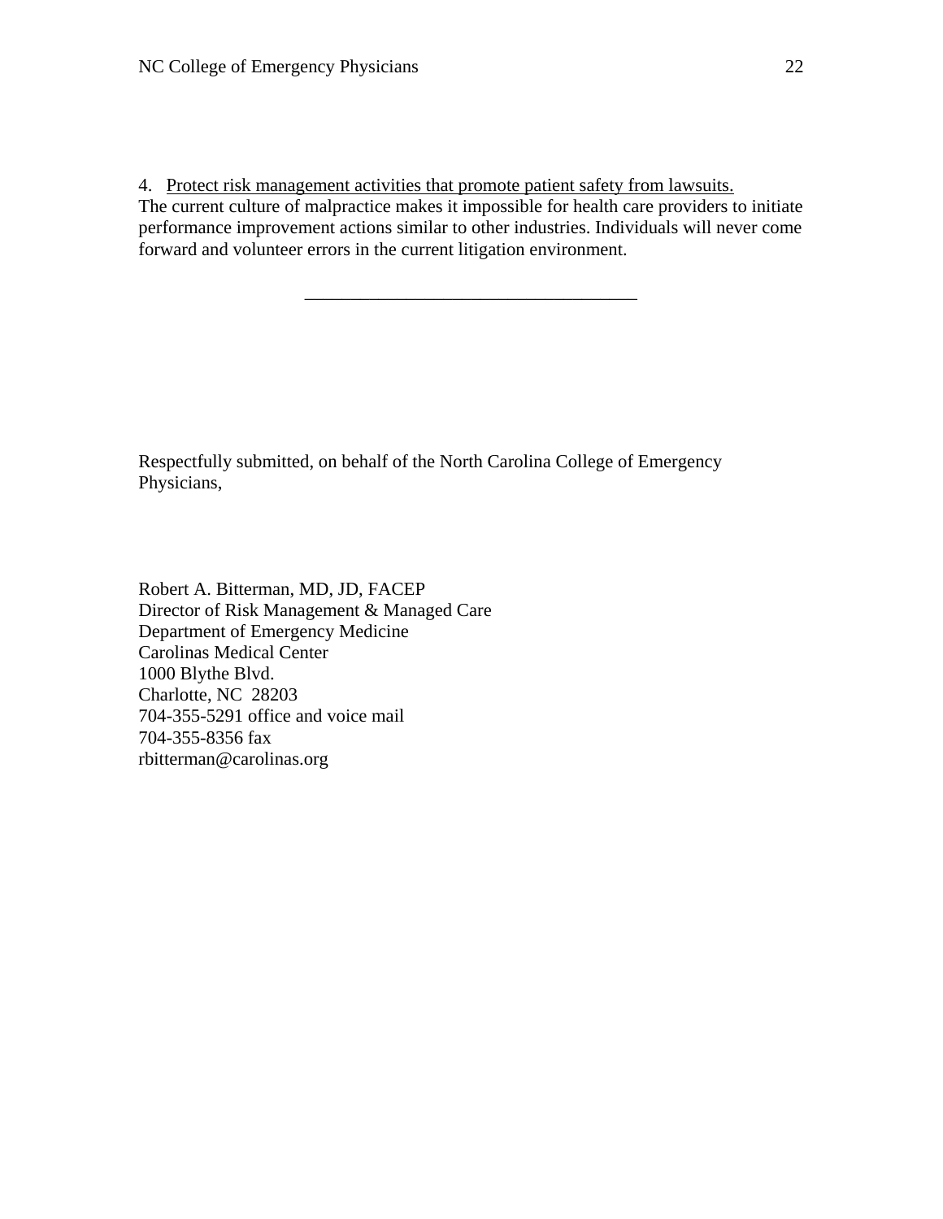4. <u>Protect risk management activities that promote patient safety from lawsuits.</u>
The current culture of malpractice makes it impossible for health care providers to initiate performance improvement actions similar to other industries. Individuals will never come forward and volunteer errors in the current litigation environment.

---

Respectfully submitted, on behalf of the North Carolina College of Emergency Physicians,

Robert A. Bitterman, MD, JD, FACEP
Director of Risk Management & Managed Care
Department of Emergency Medicine
Carolinas Medical Center
1000 Blythe Blvd.
Charlotte, NC 28203
704-355-5291 office and voice mail
704-355-8356 fax
rbitterman@carolinas.org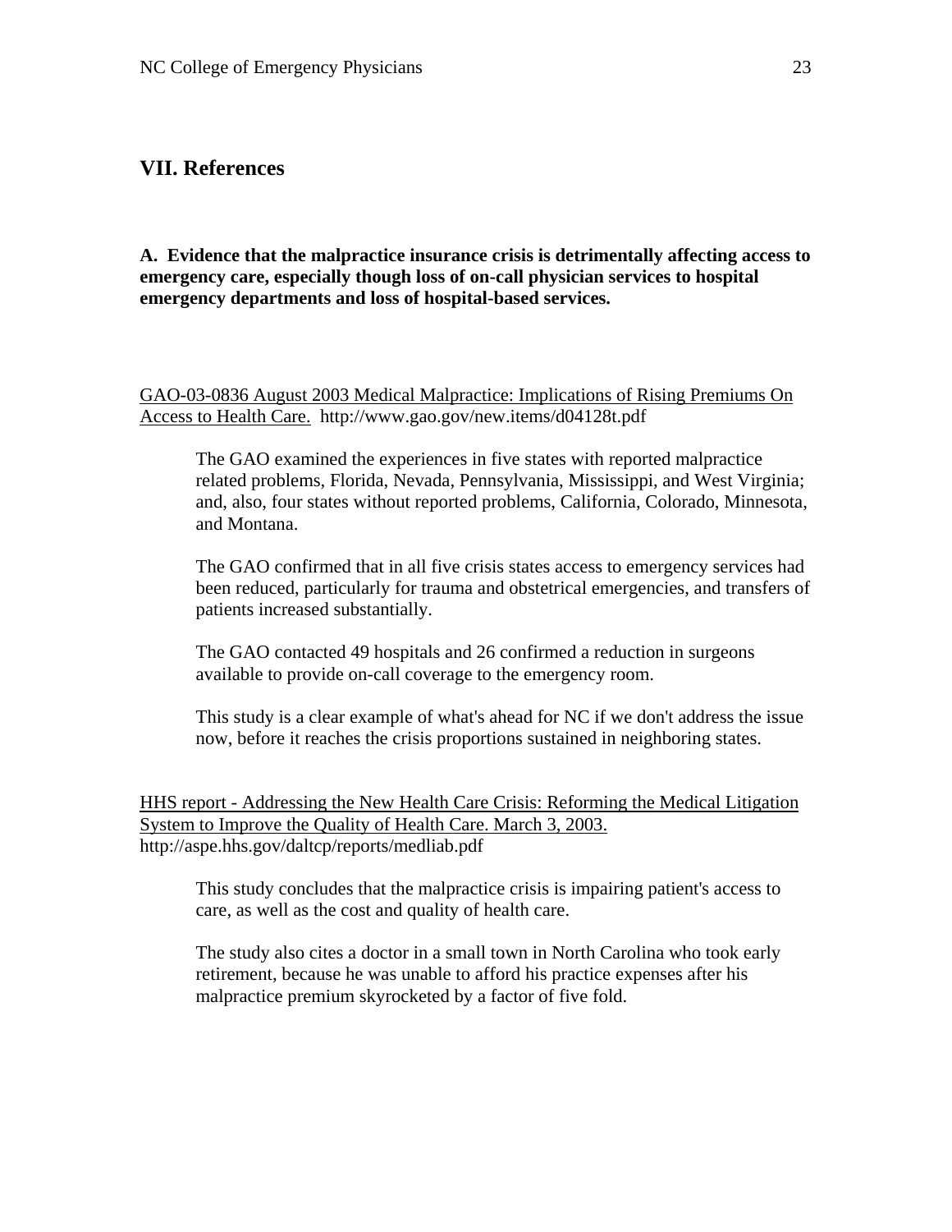## VII. References

**A. Evidence that the malpractice insurance crisis is detrimentally affecting access to emergency care, especially though loss of on-call physician services to hospital emergency departments and loss of hospital-based services.**

<u>GAO-03-0836 August 2003 Medical Malpractice: Implications of Rising Premiums On Access to Health Care.</u> http://www.gao.gov/new.items/d04128t.pdf

> The GAO examined the experiences in five states with reported malpractice related problems, Florida, Nevada, Pennsylvania, Mississippi, and West Virginia; and, also, four states without reported problems, California, Colorado, Minnesota, and Montana.
>
> The GAO confirmed that in all five crisis states access to emergency services had been reduced, particularly for trauma and obstetrical emergencies, and transfers of patients increased substantially.
>
> The GAO contacted 49 hospitals and 26 confirmed a reduction in surgeons available to provide on-call coverage to the emergency room.
>
> This study is a clear example of what's ahead for NC if we don't address the issue now, before it reaches the crisis proportions sustained in neighboring states.

<u>HHS report - Addressing the New Health Care Crisis: Reforming the Medical Litigation System to Improve the Quality of Health Care. March 3, 2003.</u>
http://aspe.hhs.gov/daltcp/reports/medliab.pdf

> This study concludes that the malpractice crisis is impairing patient's access to care, as well as the cost and quality of health care.
>
> The study also cites a doctor in a small town in North Carolina who took early retirement, because he was unable to afford his practice expenses after his malpractice premium skyrocketed by a factor of five fold.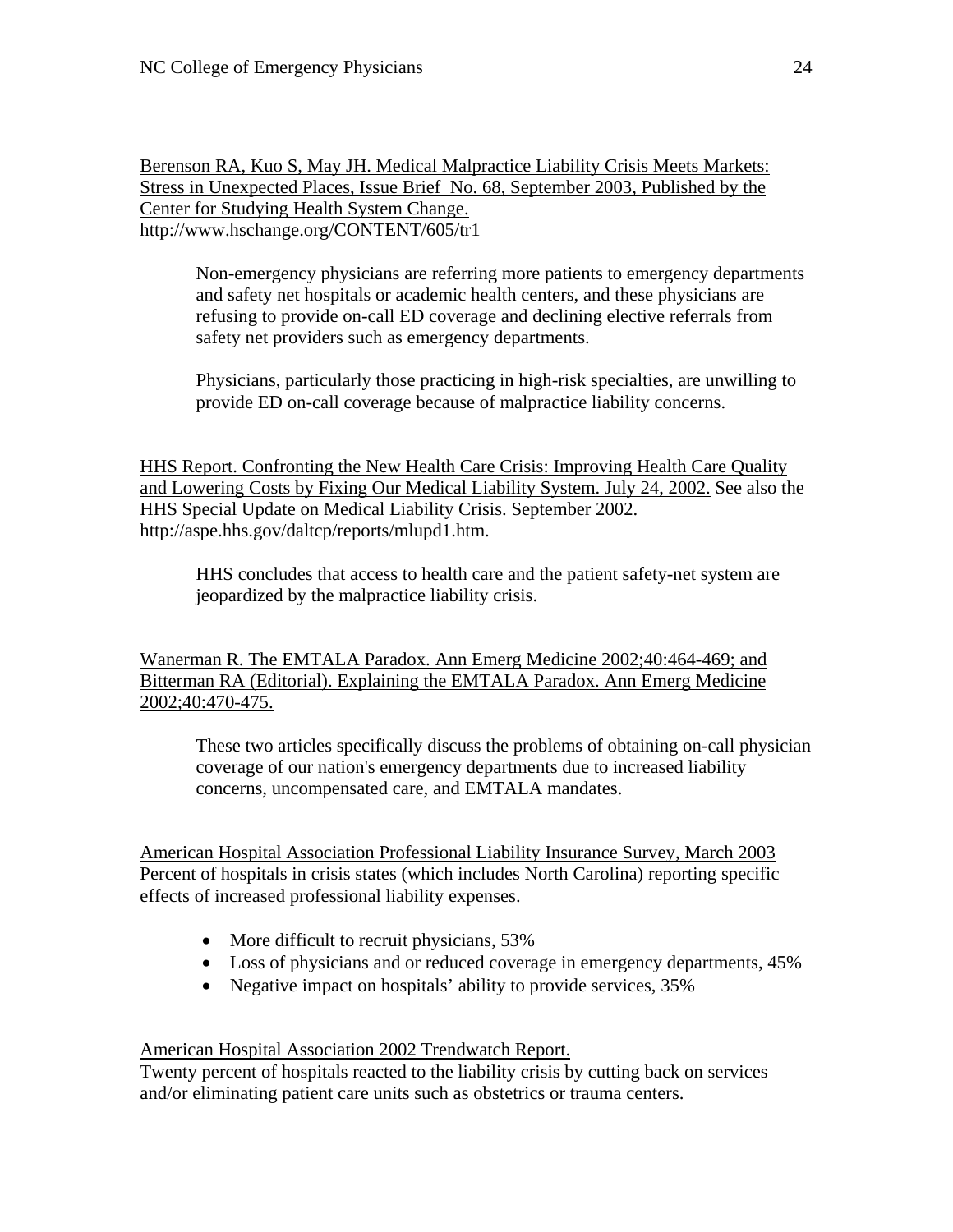<u>Berenson RA, Kuo S, May JH. Medical Malpractice Liability Crisis Meets Markets: Stress in Unexpected Places, Issue Brief No. 68, September 2003, Published by the Center for Studying Health System Change.</u>
http://www.hschange.org/CONTENT/605/tr1

> Non-emergency physicians are referring more patients to emergency departments and safety net hospitals or academic health centers, and these physicians are refusing to provide on-call ED coverage and declining elective referrals from safety net providers such as emergency departments.
>
> Physicians, particularly those practicing in high-risk specialties, are unwilling to provide ED on-call coverage because of malpractice liability concerns.

<u>HHS Report. Confronting the New Health Care Crisis: Improving Health Care Quality and Lowering Costs by Fixing Our Medical Liability System. July 24, 2002.</u> See also the HHS Special Update on Medical Liability Crisis. September 2002. http://aspe.hhs.gov/daltcp/reports/mlupd1.htm.

> HHS concludes that access to health care and the patient safety-net system are jeopardized by the malpractice liability crisis.

<u>Wanerman R. The EMTALA Paradox. Ann Emerg Medicine 2002;40:464-469; and Bitterman RA (Editorial). Explaining the EMTALA Paradox. Ann Emerg Medicine 2002;40:470-475.</u>

> These two articles specifically discuss the problems of obtaining on-call physician coverage of our nation's emergency departments due to increased liability concerns, uncompensated care, and EMTALA mandates.

<u>American Hospital Association Professional Liability Insurance Survey, March 2003</u>
Percent of hospitals in crisis states (which includes North Carolina) reporting specific effects of increased professional liability expenses.

- More difficult to recruit physicians, 53%
- Loss of physicians and or reduced coverage in emergency departments, 45%
- Negative impact on hospitals' ability to provide services, 35%

<u>American Hospital Association 2002 Trendwatch Report.</u>
Twenty percent of hospitals reacted to the liability crisis by cutting back on services and/or eliminating patient care units such as obstetrics or trauma centers.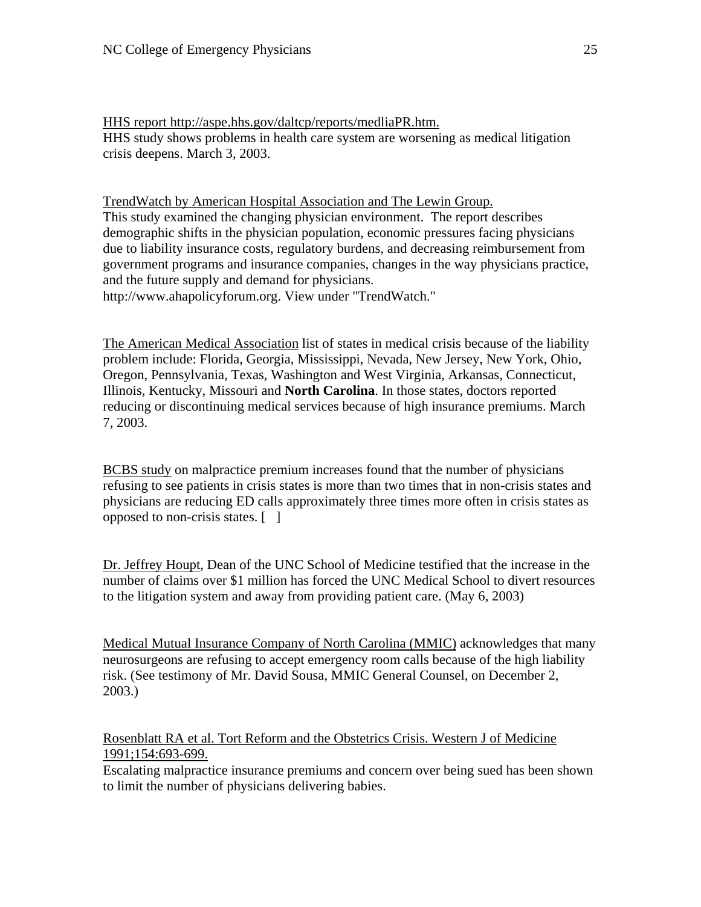HHS report http://aspe.hhs.gov/daltcp/reports/medliaPR.htm.
HHS study shows problems in health care system are worsening as medical litigation crisis deepens. March 3, 2003.

TrendWatch by American Hospital Association and The Lewin Group.
This study examined the changing physician environment. The report describes demographic shifts in the physician population, economic pressures facing physicians due to liability insurance costs, regulatory burdens, and decreasing reimbursement from government programs and insurance companies, changes in the way physicians practice, and the future supply and demand for physicians.
http://www.ahapolicyforum.org. View under "TrendWatch."

The American Medical Association list of states in medical crisis because of the liability problem include: Florida, Georgia, Mississippi, Nevada, New Jersey, New York, Ohio, Oregon, Pennsylvania, Texas, Washington and West Virginia, Arkansas, Connecticut, Illinois, Kentucky, Missouri and **North Carolina**. In those states, doctors reported reducing or discontinuing medical services because of high insurance premiums. March 7, 2003.

BCBS study on malpractice premium increases found that the number of physicians refusing to see patients in crisis states is more than two times that in non-crisis states and physicians are reducing ED calls approximately three times more often in crisis states as opposed to non-crisis states. [ ]

Dr. Jeffrey Houpt, Dean of the UNC School of Medicine testified that the increase in the number of claims over $1 million has forced the UNC Medical School to divert resources to the litigation system and away from providing patient care. (May 6, 2003)

Medical Mutual Insurance Company of North Carolina (MMIC) acknowledges that many neurosurgeons are refusing to accept emergency room calls because of the high liability risk. (See testimony of Mr. David Sousa, MMIC General Counsel, on December 2, 2003.)

Rosenblatt RA et al. Tort Reform and the Obstetrics Crisis. Western J of Medicine 1991;154:693-699.
Escalating malpractice insurance premiums and concern over being sued has been shown to limit the number of physicians delivering babies.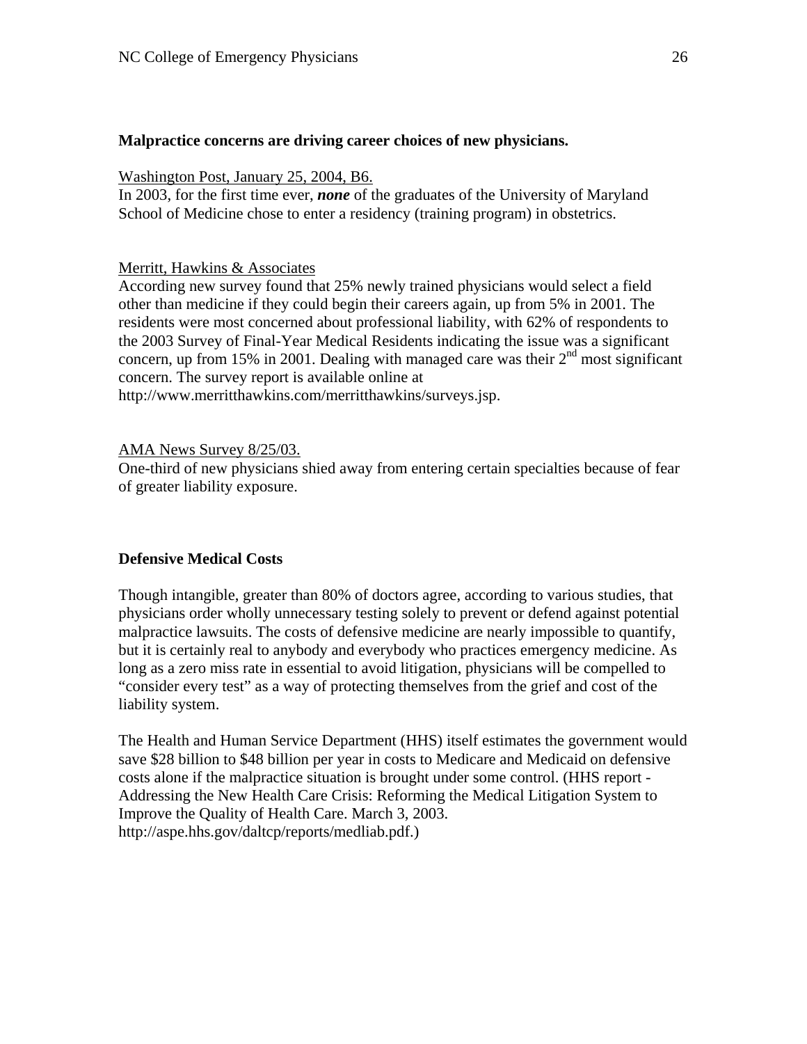**Malpractice concerns are driving career choices of new physicians.**

Washington Post, January 25, 2004, B6.
In 2003, for the first time ever, ***none*** of the graduates of the University of Maryland School of Medicine chose to enter a residency (training program) in obstetrics.

Merritt, Hawkins & Associates
According new survey found that 25% newly trained physicians would select a field other than medicine if they could begin their careers again, up from 5% in 2001. The residents were most concerned about professional liability, with 62% of respondents to the 2003 Survey of Final-Year Medical Residents indicating the issue was a significant concern, up from 15% in 2001. Dealing with managed care was their 2nd most significant concern. The survey report is available online at http://www.merritthawkins.com/merritthawkins/surveys.jsp.

AMA News Survey 8/25/03.
One-third of new physicians shied away from entering certain specialties because of fear of greater liability exposure.

**Defensive Medical Costs**

Though intangible, greater than 80% of doctors agree, according to various studies, that physicians order wholly unnecessary testing solely to prevent or defend against potential malpractice lawsuits. The costs of defensive medicine are nearly impossible to quantify, but it is certainly real to anybody and everybody who practices emergency medicine. As long as a zero miss rate in essential to avoid litigation, physicians will be compelled to "consider every test" as a way of protecting themselves from the grief and cost of the liability system.

The Health and Human Service Department (HHS) itself estimates the government would save $28 billion to $48 billion per year in costs to Medicare and Medicaid on defensive costs alone if the malpractice situation is brought under some control. (HHS report - Addressing the New Health Care Crisis: Reforming the Medical Litigation System to Improve the Quality of Health Care. March 3, 2003. http://aspe.hhs.gov/daltcp/reports/medliab.pdf.)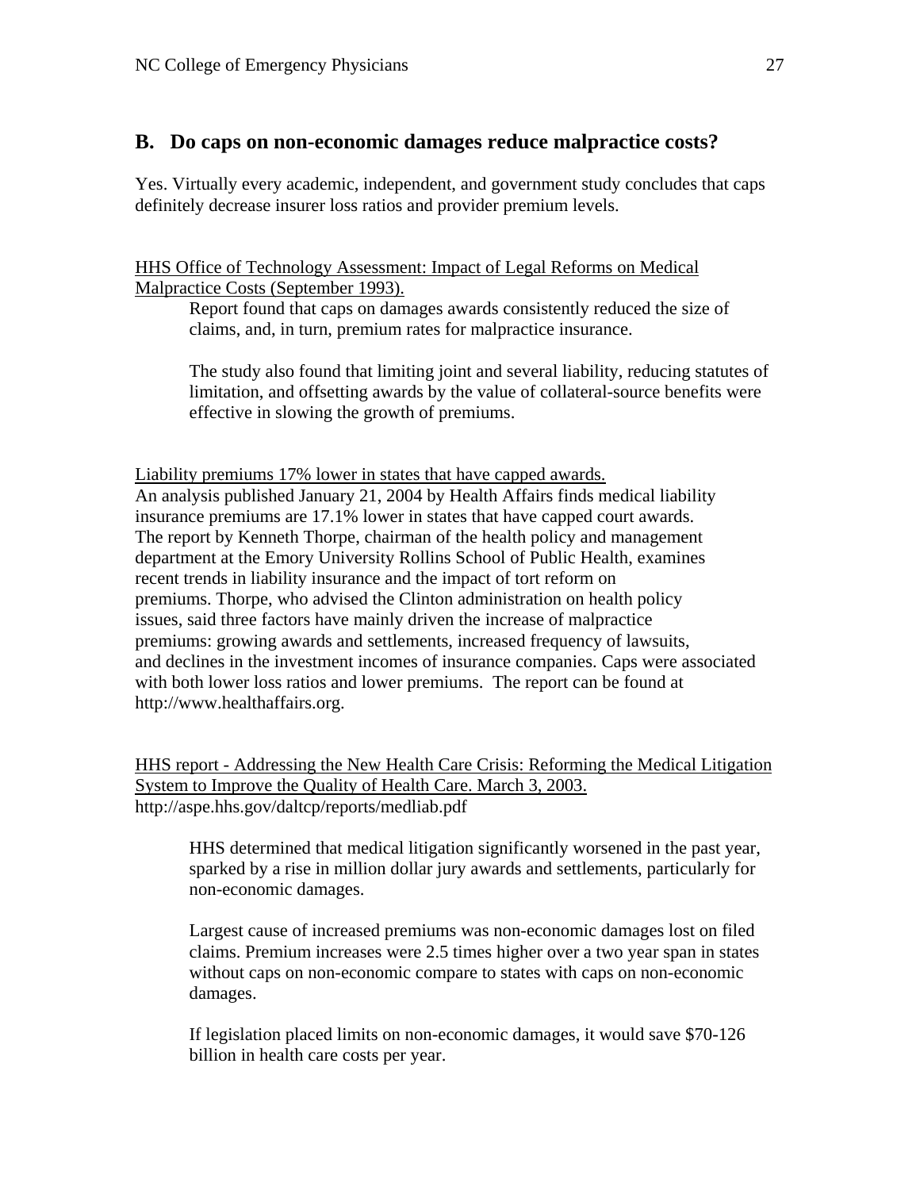## B. Do caps on non-economic damages reduce malpractice costs?

Yes. Virtually every academic, independent, and government study concludes that caps definitely decrease insurer loss ratios and provider premium levels.

<u>HHS Office of Technology Assessment: Impact of Legal Reforms on Medical Malpractice Costs (September 1993).</u>

> Report found that caps on damages awards consistently reduced the size of claims, and, in turn, premium rates for malpractice insurance.
>
> The study also found that limiting joint and several liability, reducing statutes of limitation, and offsetting awards by the value of collateral-source benefits were effective in slowing the growth of premiums.

<u>Liability premiums 17% lower in states that have capped awards.</u>
An analysis published January 21, 2004 by Health Affairs finds medical liability insurance premiums are 17.1% lower in states that have capped court awards. The report by Kenneth Thorpe, chairman of the health policy and management department at the Emory University Rollins School of Public Health, examines recent trends in liability insurance and the impact of tort reform on premiums. Thorpe, who advised the Clinton administration on health policy issues, said three factors have mainly driven the increase of malpractice premiums: growing awards and settlements, increased frequency of lawsuits, and declines in the investment incomes of insurance companies. Caps were associated with both lower loss ratios and lower premiums. The report can be found at http://www.healthaffairs.org.

<u>HHS report - Addressing the New Health Care Crisis: Reforming the Medical Litigation System to Improve the Quality of Health Care. March 3, 2003.</u>
http://aspe.hhs.gov/daltcp/reports/medliab.pdf

> HHS determined that medical litigation significantly worsened in the past year, sparked by a rise in million dollar jury awards and settlements, particularly for non-economic damages.
>
> Largest cause of increased premiums was non-economic damages lost on filed claims. Premium increases were 2.5 times higher over a two year span in states without caps on non-economic compare to states with caps on non-economic damages.
>
> If legislation placed limits on non-economic damages, it would save $70-126 billion in health care costs per year.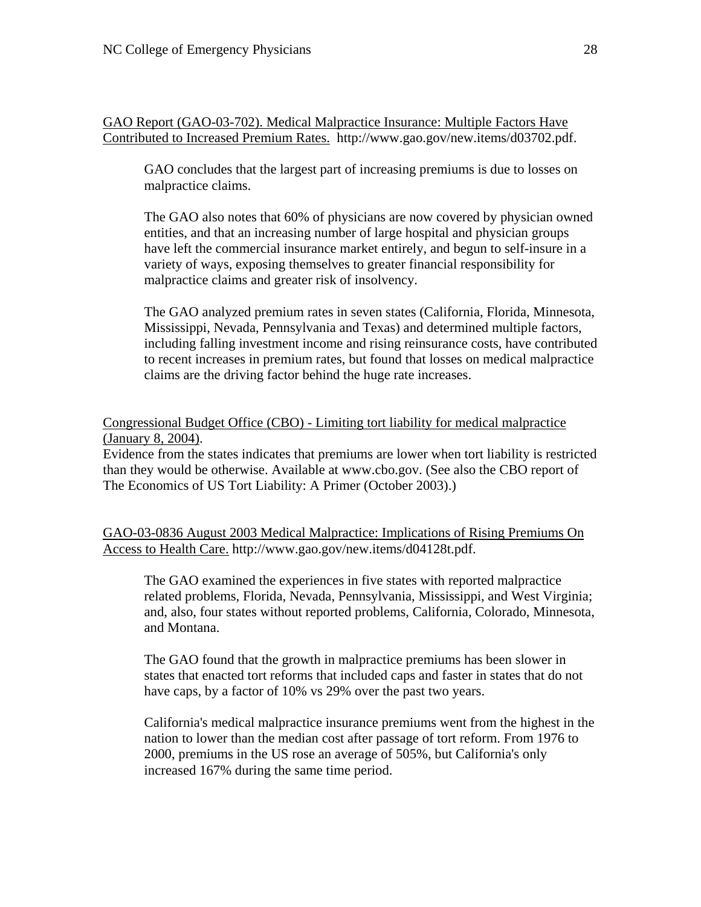GAO Report (GAO-03-702). Medical Malpractice Insurance: Multiple Factors Have Contributed to Increased Premium Rates. http://www.gao.gov/new.items/d03702.pdf.

> GAO concludes that the largest part of increasing premiums is due to losses on malpractice claims.
>
> The GAO also notes that 60% of physicians are now covered by physician owned entities, and that an increasing number of large hospital and physician groups have left the commercial insurance market entirely, and begun to self-insure in a variety of ways, exposing themselves to greater financial responsibility for malpractice claims and greater risk of insolvency.
>
> The GAO analyzed premium rates in seven states (California, Florida, Minnesota, Mississippi, Nevada, Pennsylvania and Texas) and determined multiple factors, including falling investment income and rising reinsurance costs, have contributed to recent increases in premium rates, but found that losses on medical malpractice claims are the driving factor behind the huge rate increases.

Congressional Budget Office (CBO) - Limiting tort liability for medical malpractice (January 8, 2004).
Evidence from the states indicates that premiums are lower when tort liability is restricted than they would be otherwise. Available at www.cbo.gov. (See also the CBO report of The Economics of US Tort Liability: A Primer (October 2003).)

GAO-03-0836 August 2003 Medical Malpractice: Implications of Rising Premiums On Access to Health Care. http://www.gao.gov/new.items/d04128t.pdf.

> The GAO examined the experiences in five states with reported malpractice related problems, Florida, Nevada, Pennsylvania, Mississippi, and West Virginia; and, also, four states without reported problems, California, Colorado, Minnesota, and Montana.
>
> The GAO found that the growth in malpractice premiums has been slower in states that enacted tort reforms that included caps and faster in states that do not have caps, by a factor of 10% vs 29% over the past two years.
>
> California's medical malpractice insurance premiums went from the highest in the nation to lower than the median cost after passage of tort reform. From 1976 to 2000, premiums in the US rose an average of 505%, but California's only increased 167% during the same time period.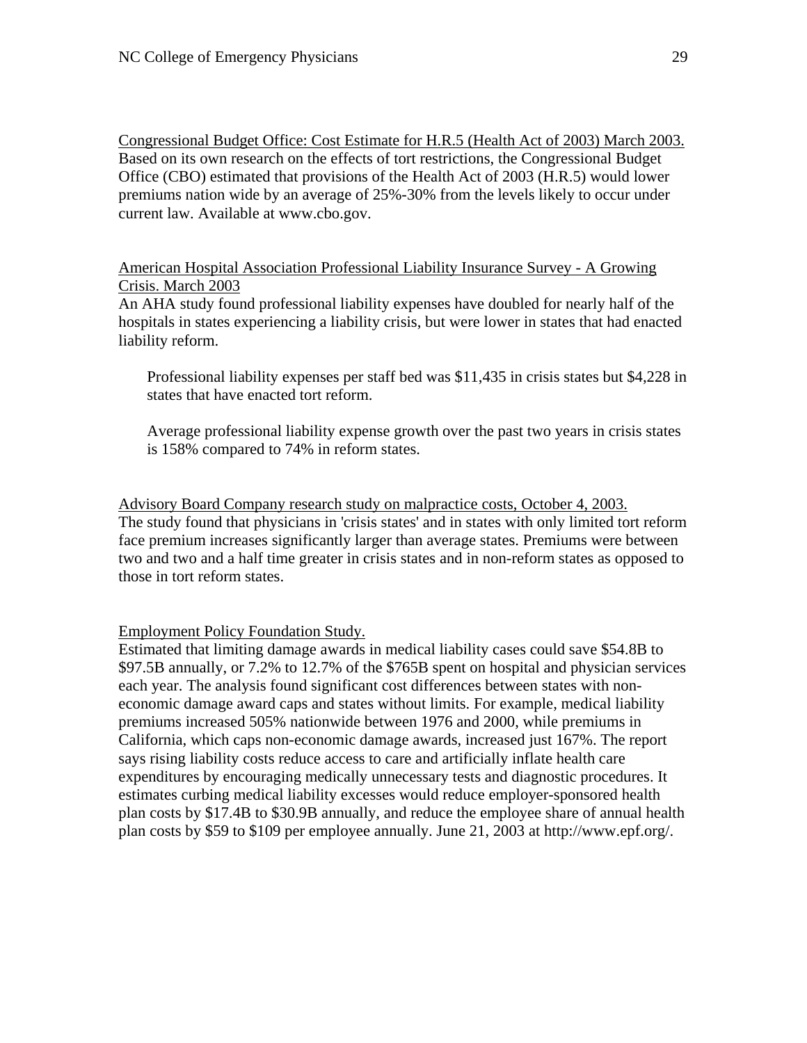<u>Congressional Budget Office: Cost Estimate for H.R.5 (Health Act of 2003) March 2003.</u>
Based on its own research on the effects of tort restrictions, the Congressional Budget Office (CBO) estimated that provisions of the Health Act of 2003 (H.R.5) would lower premiums nation wide by an average of 25%-30% from the levels likely to occur under current law. Available at www.cbo.gov.

<u>American Hospital Association Professional Liability Insurance Survey - A Growing Crisis. March 2003</u>
An AHA study found professional liability expenses have doubled for nearly half of the hospitals in states experiencing a liability crisis, but were lower in states that had enacted liability reform.

> Professional liability expenses per staff bed was $11,435 in crisis states but $4,228 in states that have enacted tort reform.
>
> Average professional liability expense growth over the past two years in crisis states is 158% compared to 74% in reform states.

<u>Advisory Board Company research study on malpractice costs, October 4, 2003.</u>
The study found that physicians in 'crisis states' and in states with only limited tort reform face premium increases significantly larger than average states. Premiums were between two and two and a half time greater in crisis states and in non-reform states as opposed to those in tort reform states.

<u>Employment Policy Foundation Study.</u>
Estimated that limiting damage awards in medical liability cases could save $54.8B to $97.5B annually, or 7.2% to 12.7% of the $765B spent on hospital and physician services each year. The analysis found significant cost differences between states with non-economic damage award caps and states without limits. For example, medical liability premiums increased 505% nationwide between 1976 and 2000, while premiums in California, which caps non-economic damage awards, increased just 167%. The report says rising liability costs reduce access to care and artificially inflate health care expenditures by encouraging medically unnecessary tests and diagnostic procedures. It estimates curbing medical liability excesses would reduce employer-sponsored health plan costs by $17.4B to $30.9B annually, and reduce the employee share of annual health plan costs by $59 to $109 per employee annually. June 21, 2003 at http://www.epf.org/.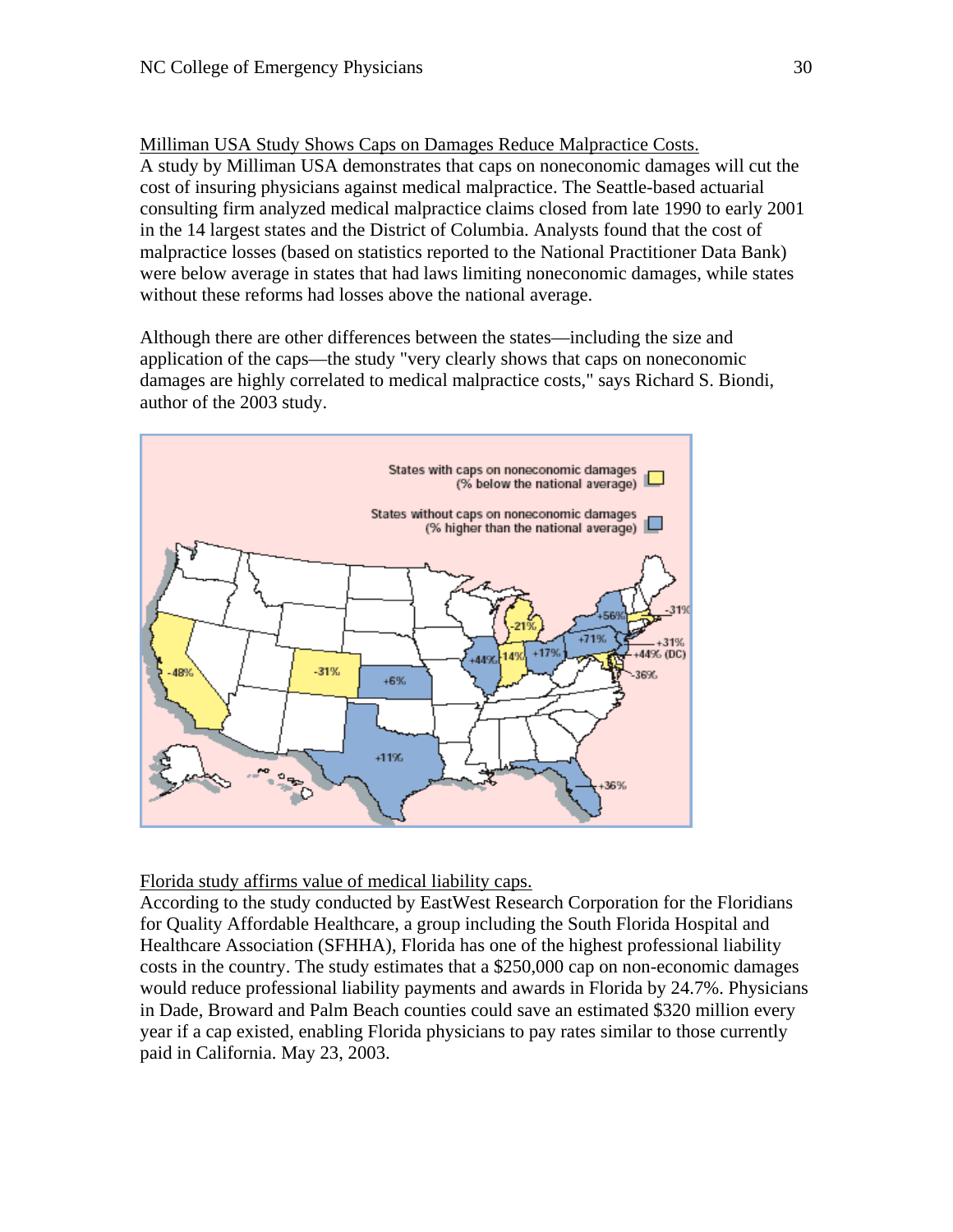<u>Milliman USA Study Shows Caps on Damages Reduce Malpractice Costs.</u>
A study by Milliman USA demonstrates that caps on noneconomic damages will cut the cost of insuring physicians against medical malpractice. The Seattle-based actuarial consulting firm analyzed medical malpractice claims closed from late 1990 to early 2001 in the 14 largest states and the District of Columbia. Analysts found that the cost of malpractice losses (based on statistics reported to the National Practitioner Data Bank) were below average in states that had laws limiting noneconomic damages, while states without these reforms had losses above the national average.

Although there are other differences between the states—including the size and application of the caps—the study "very clearly shows that caps on noneconomic damages are highly correlated to medical malpractice costs," says Richard S. Biondi, author of the 2003 study.

<u>Florida study affirms value of medical liability caps.</u>
According to the study conducted by EastWest Research Corporation for the Floridians for Quality Affordable Healthcare, a group including the South Florida Hospital and Healthcare Association (SFHHA), Florida has one of the highest professional liability costs in the country. The study estimates that a $250,000 cap on non-economic damages would reduce professional liability payments and awards in Florida by 24.7%. Physicians in Dade, Broward and Palm Beach counties could save an estimated $320 million every year if a cap existed, enabling Florida physicians to pay rates similar to those currently paid in California. May 23, 2003.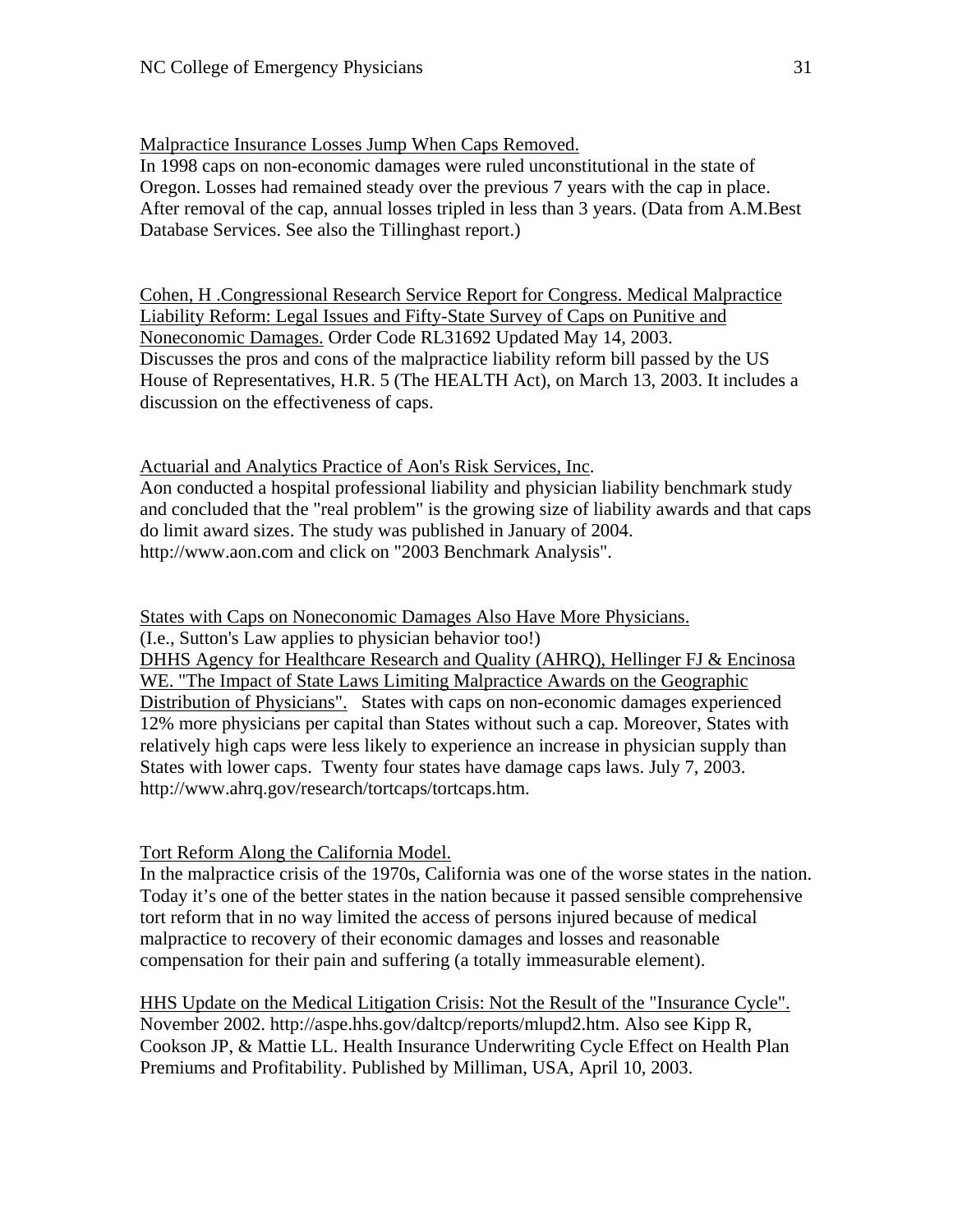Malpractice Insurance Losses Jump When Caps Removed.
In 1998 caps on non-economic damages were ruled unconstitutional in the state of Oregon. Losses had remained steady over the previous 7 years with the cap in place. After removal of the cap, annual losses tripled in less than 3 years. (Data from A.M.Best Database Services. See also the Tillinghast report.)

Cohen, H .Congressional Research Service Report for Congress. Medical Malpractice Liability Reform: Legal Issues and Fifty-State Survey of Caps on Punitive and Noneconomic Damages. Order Code RL31692 Updated May 14, 2003.
Discusses the pros and cons of the malpractice liability reform bill passed by the US House of Representatives, H.R. 5 (The HEALTH Act), on March 13, 2003. It includes a discussion on the effectiveness of caps.

Actuarial and Analytics Practice of Aon's Risk Services, Inc.
Aon conducted a hospital professional liability and physician liability benchmark study and concluded that the "real problem" is the growing size of liability awards and that caps do limit award sizes. The study was published in January of 2004.
http://www.aon.com and click on "2003 Benchmark Analysis".

States with Caps on Noneconomic Damages Also Have More Physicians.
(I.e., Sutton's Law applies to physician behavior too!)
DHHS Agency for Healthcare Research and Quality (AHRQ), Hellinger FJ & Encinosa WE. "The Impact of State Laws Limiting Malpractice Awards on the Geographic Distribution of Physicians". States with caps on non-economic damages experienced 12% more physicians per capital than States without such a cap. Moreover, States with relatively high caps were less likely to experience an increase in physician supply than States with lower caps. Twenty four states have damage caps laws. July 7, 2003.
http://www.ahrq.gov/research/tortcaps/tortcaps.htm.

Tort Reform Along the California Model.
In the malpractice crisis of the 1970s, California was one of the worse states in the nation. Today it's one of the better states in the nation because it passed sensible comprehensive tort reform that in no way limited the access of persons injured because of medical malpractice to recovery of their economic damages and losses and reasonable compensation for their pain and suffering (a totally immeasurable element).

HHS Update on the Medical Litigation Crisis: Not the Result of the "Insurance Cycle".
November 2002. http://aspe.hhs.gov/daltcp/reports/mlupd2.htm. Also see Kipp R, Cookson JP, & Mattie LL. Health Insurance Underwriting Cycle Effect on Health Plan Premiums and Profitability. Published by Milliman, USA, April 10, 2003.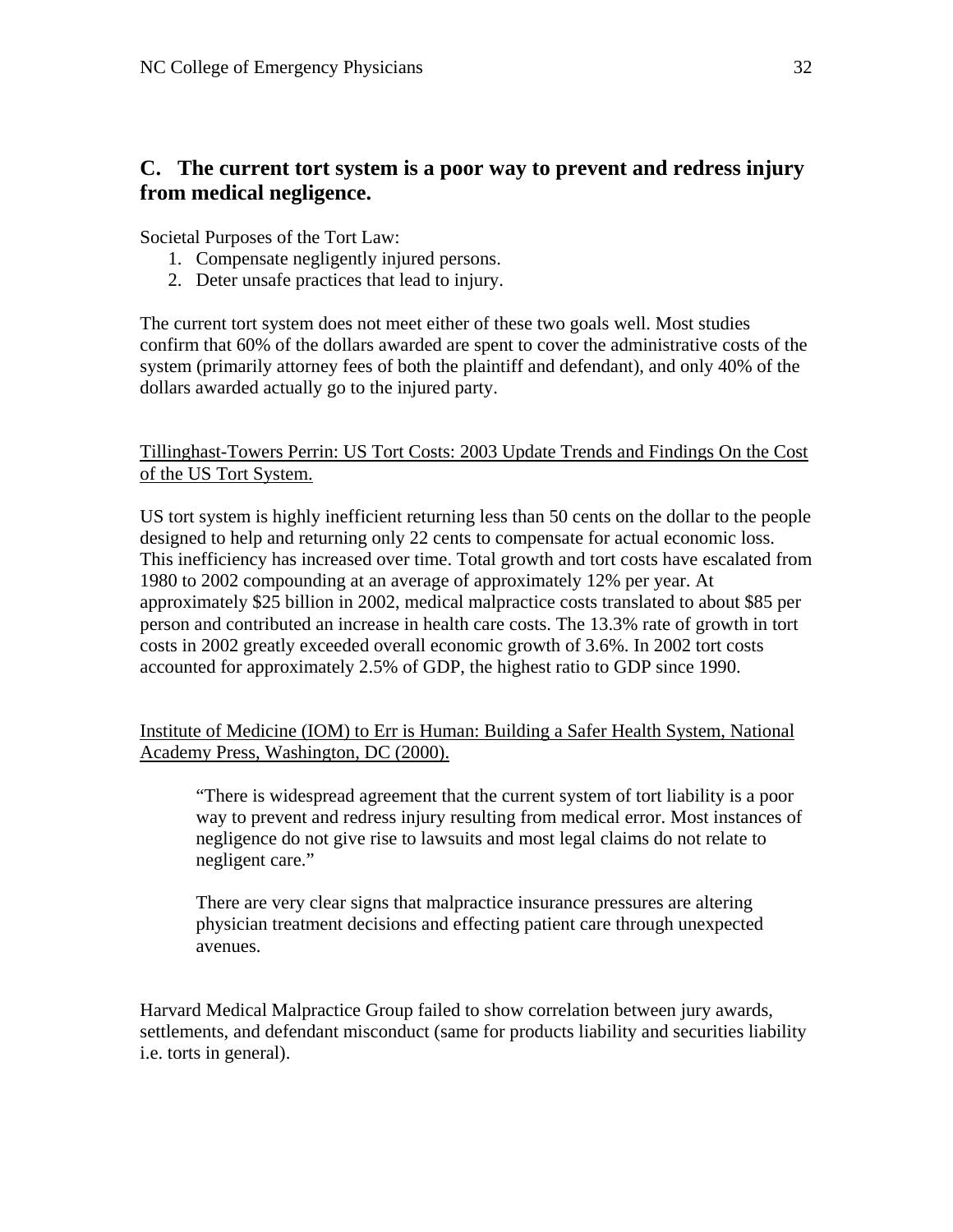## C. The current tort system is a poor way to prevent and redress injury from medical negligence.

Societal Purposes of the Tort Law:

1. Compensate negligently injured persons.
2. Deter unsafe practices that lead to injury.

The current tort system does not meet either of these two goals well. Most studies confirm that 60% of the dollars awarded are spent to cover the administrative costs of the system (primarily attorney fees of both the plaintiff and defendant), and only 40% of the dollars awarded actually go to the injured party.

<u>Tillinghast-Towers Perrin: US Tort Costs: 2003 Update Trends and Findings On the Cost of the US Tort System.</u>

US tort system is highly inefficient returning less than 50 cents on the dollar to the people designed to help and returning only 22 cents to compensate for actual economic loss. This inefficiency has increased over time. Total growth and tort costs have escalated from 1980 to 2002 compounding at an average of approximately 12% per year. At approximately $25 billion in 2002, medical malpractice costs translated to about $85 per person and contributed an increase in health care costs. The 13.3% rate of growth in tort costs in 2002 greatly exceeded overall economic growth of 3.6%. In 2002 tort costs accounted for approximately 2.5% of GDP, the highest ratio to GDP since 1990.

<u>Institute of Medicine (IOM) to Err is Human: Building a Safer Health System, National Academy Press, Washington, DC (2000).</u>

> "There is widespread agreement that the current system of tort liability is a poor way to prevent and redress injury resulting from medical error. Most instances of negligence do not give rise to lawsuits and most legal claims do not relate to negligent care."
>
> There are very clear signs that malpractice insurance pressures are altering physician treatment decisions and effecting patient care through unexpected avenues.

Harvard Medical Malpractice Group failed to show correlation between jury awards, settlements, and defendant misconduct (same for products liability and securities liability i.e. torts in general).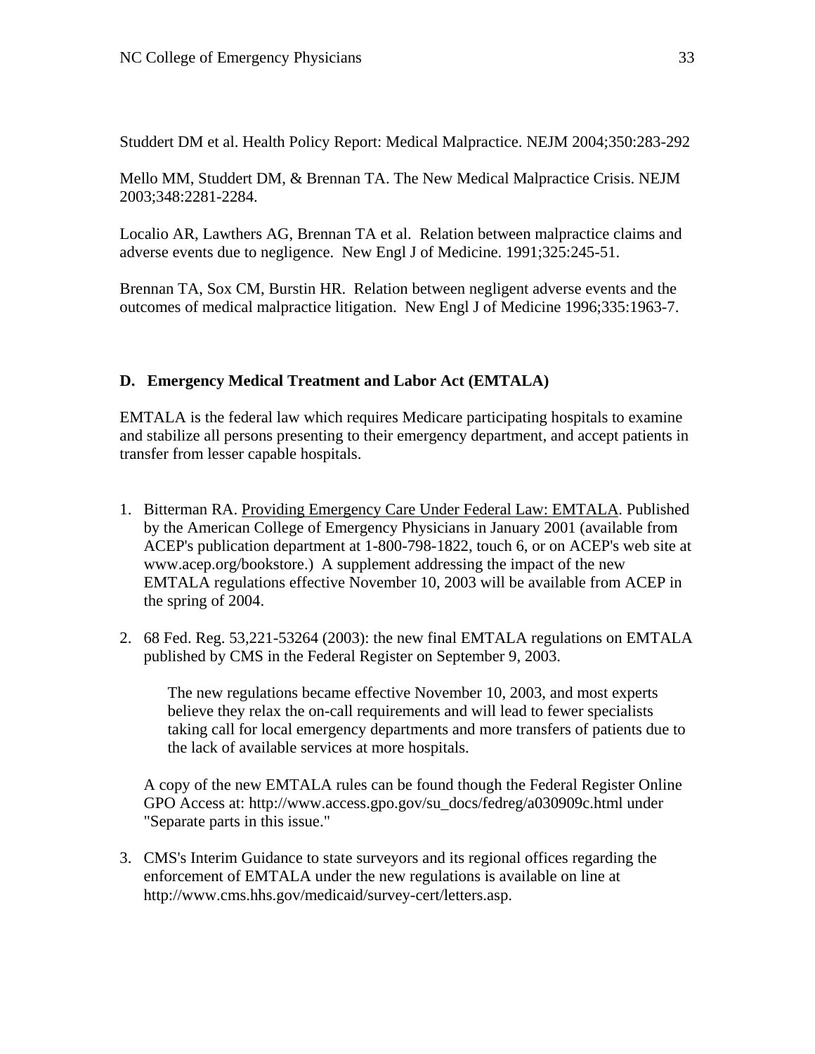Studdert DM et al. Health Policy Report: Medical Malpractice. NEJM 2004;350:283-292

Mello MM, Studdert DM, & Brennan TA. The New Medical Malpractice Crisis. NEJM 2003;348:2281-2284.

Localio AR, Lawthers AG, Brennan TA et al. Relation between malpractice claims and adverse events due to negligence. New Engl J of Medicine. 1991;325:245-51.

Brennan TA, Sox CM, Burstin HR. Relation between negligent adverse events and the outcomes of medical malpractice litigation. New Engl J of Medicine 1996;335:1963-7.

### D. Emergency Medical Treatment and Labor Act (EMTALA)

EMTALA is the federal law which requires Medicare participating hospitals to examine and stabilize all persons presenting to their emergency department, and accept patients in transfer from lesser capable hospitals.

1. Bitterman RA. Providing Emergency Care Under Federal Law: EMTALA. Published by the American College of Emergency Physicians in January 2001 (available from ACEP's publication department at 1-800-798-1822, touch 6, or on ACEP's web site at www.acep.org/bookstore.) A supplement addressing the impact of the new EMTALA regulations effective November 10, 2003 will be available from ACEP in the spring of 2004.

2. 68 Fed. Reg. 53,221-53264 (2003): the new final EMTALA regulations on EMTALA published by CMS in the Federal Register on September 9, 2003.

   > The new regulations became effective November 10, 2003, and most experts believe they relax the on-call requirements and will lead to fewer specialists taking call for local emergency departments and more transfers of patients due to the lack of available services at more hospitals.

   A copy of the new EMTALA rules can be found though the Federal Register Online GPO Access at: http://www.access.gpo.gov/su_docs/fedreg/a030909c.html under "Separate parts in this issue."

3. CMS's Interim Guidance to state surveyors and its regional offices regarding the enforcement of EMTALA under the new regulations is available on line at http://www.cms.hhs.gov/medicaid/survey-cert/letters.asp.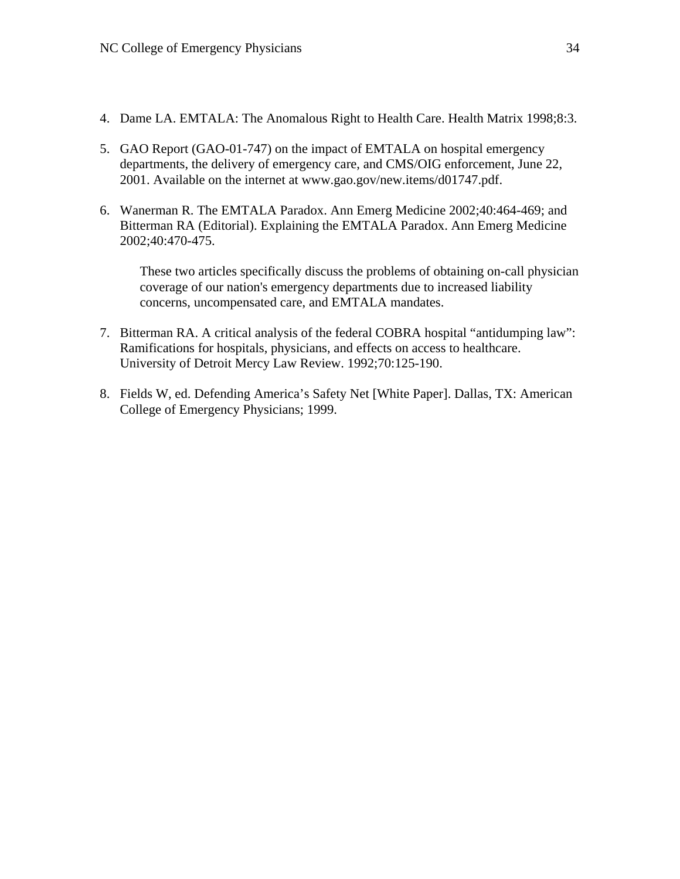4. Dame LA. EMTALA: The Anomalous Right to Health Care. Health Matrix 1998;8:3.

5. GAO Report (GAO-01-747) on the impact of EMTALA on hospital emergency departments, the delivery of emergency care, and CMS/OIG enforcement, June 22, 2001. Available on the internet at www.gao.gov/new.items/d01747.pdf.

6. Wanerman R. The EMTALA Paradox. Ann Emerg Medicine 2002;40:464-469; and Bitterman RA (Editorial). Explaining the EMTALA Paradox. Ann Emerg Medicine 2002;40:470-475.

   These two articles specifically discuss the problems of obtaining on-call physician coverage of our nation's emergency departments due to increased liability concerns, uncompensated care, and EMTALA mandates.

7. Bitterman RA. A critical analysis of the federal COBRA hospital "antidumping law": Ramifications for hospitals, physicians, and effects on access to healthcare. University of Detroit Mercy Law Review. 1992;70:125-190.

8. Fields W, ed. Defending America's Safety Net [White Paper]. Dallas, TX: American College of Emergency Physicians; 1999.